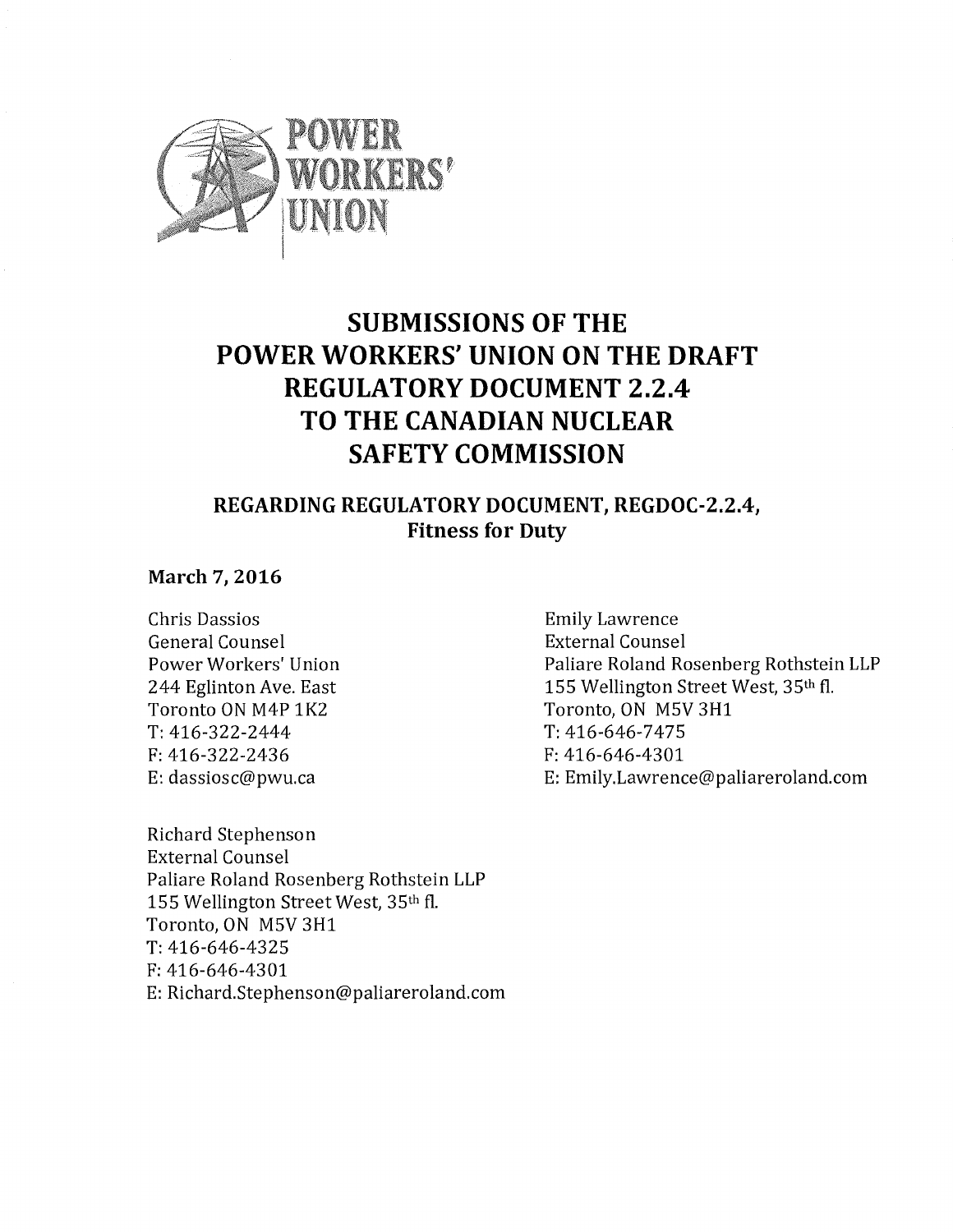POWER WORKERS' UNION

# SUBMISSIONS OF THE POWER WORKERS' UNION ON THE DRAFT REGULATORY DOCUMENT 2.2.4 TO THE CANADIAN NUCLEAR SAFETY COMMISSION

## REGARDING REGULATORY DOCUMENT, REGDOC-2.2.4, Fitness for Duty

**March 7, 2016**

Chris Dassios
General Counsel
Power Workers' Union
244 Eglinton Ave. East
Toronto ON M4P 1K2
T: 416-322-2444
F: 416-322-2436
E: dassiosc@pwu.ca

Emily Lawrence
External Counsel
Paliare Roland Rosenberg Rothstein LLP
155 Wellington Street West, 35th fl.
Toronto, ON M5V 3H1
T: 416-646-7475
F: 416-646-4301
E: Emily.Lawrence@paliareroland.com

Richard Stephenson
External Counsel
Paliare Roland Rosenberg Rothstein LLP
155 Wellington Street West, 35th fl.
Toronto, ON M5V 3H1
T: 416-646-4325
F: 416-646-4301
E: Richard.Stephenson@paliareroland.com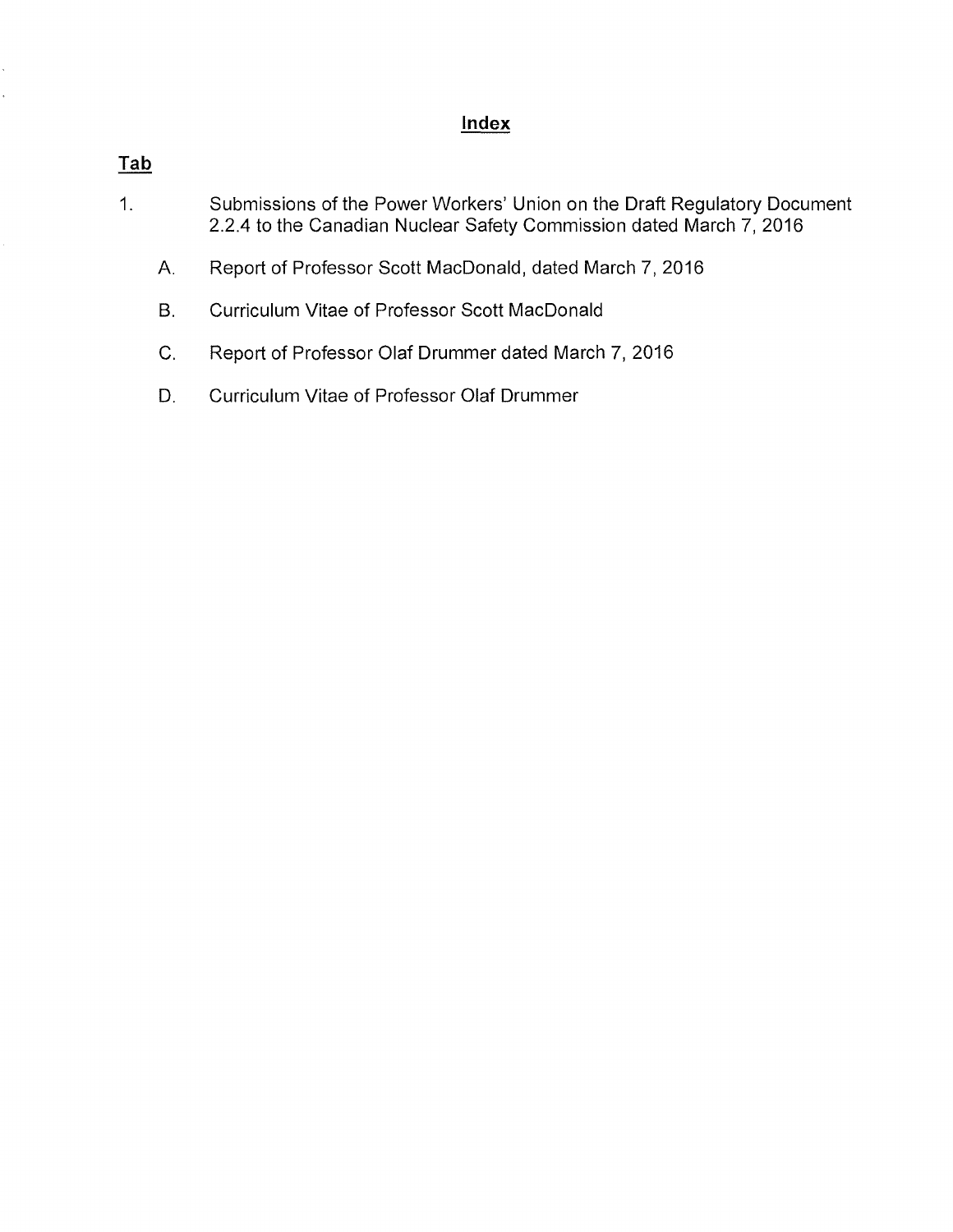# Index

**Tab**

1. Submissions of the Power Workers' Union on the Draft Regulatory Document 2.2.4 to the Canadian Nuclear Safety Commission dated March 7, 2016

    A. Report of Professor Scott MacDonald, dated March 7, 2016

    B. Curriculum Vitae of Professor Scott MacDonald

    C. Report of Professor Olaf Drummer dated March 7, 2016

    D. Curriculum Vitae of Professor Olaf Drummer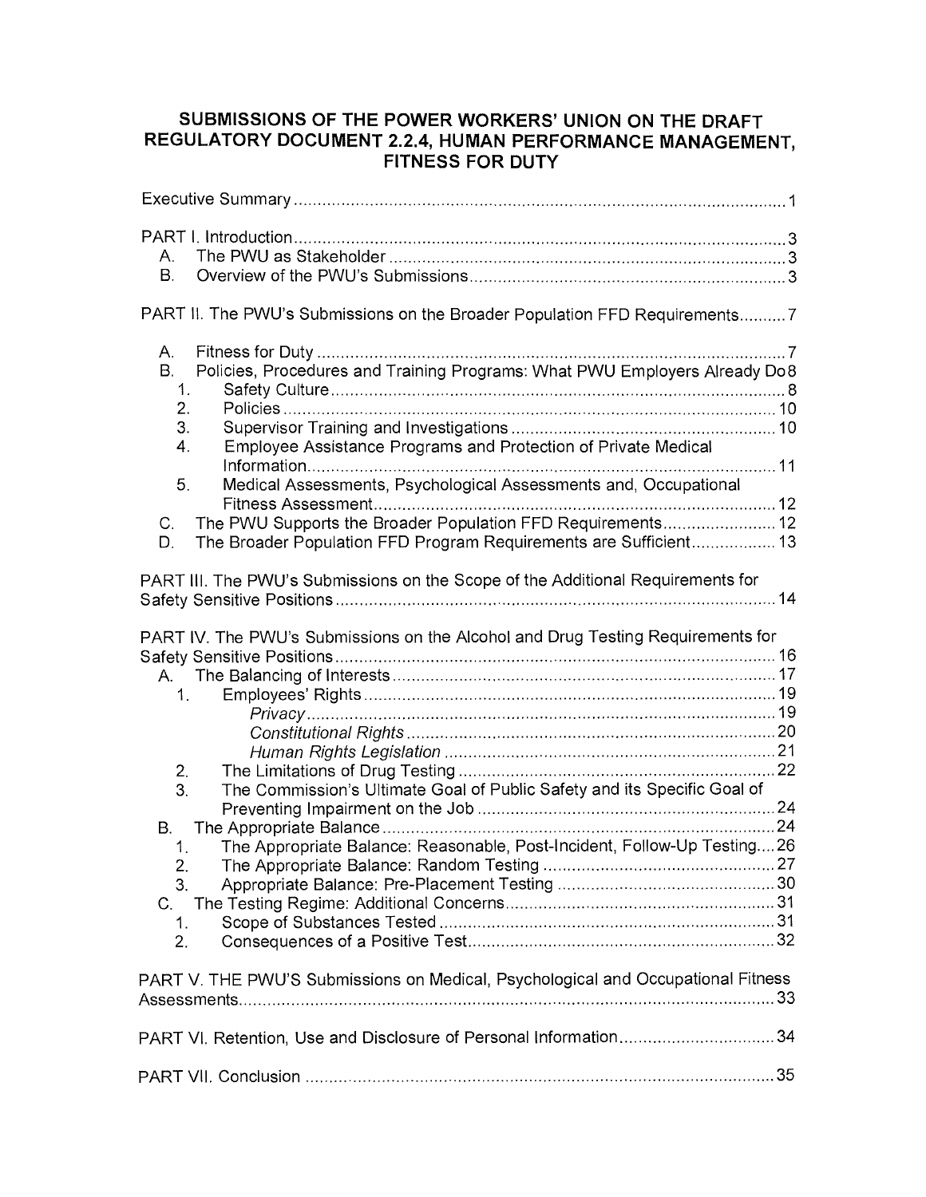# SUBMISSIONS OF THE POWER WORKERS' UNION ON THE DRAFT REGULATORY DOCUMENT 2.2.4, HUMAN PERFORMANCE MANAGEMENT, FITNESS FOR DUTY

Executive Summary ........................................................................................................ 1

PART I. Introduction ........................................................................................................ 3
- A. The PWU as Stakeholder ........................................................................................ 3
- B. Overview of the PWU's Submissions ....................................................................... 3

PART II. The PWU's Submissions on the Broader Population FFD Requirements .......... 7

- A. Fitness for Duty ........................................................................................................ 7
- B. Policies, Procedures and Training Programs: What PWU Employers Already Do 8
  1. Safety Culture ..................................................................................................... 8
  2. Policies ............................................................................................................... 10
  3. Supervisor Training and Investigations .............................................................. 10
  4. Employee Assistance Programs and Protection of Private Medical Information ......................................................................................................... 11
  5. Medical Assessments, Psychological Assessments and, Occupational Fitness Assessment ............................................................................................ 12
- C. The PWU Supports the Broader Population FFD Requirements ........................... 12
- D. The Broader Population FFD Program Requirements are Sufficient ..................... 13

PART III. The PWU's Submissions on the Scope of the Additional Requirements for Safety Sensitive Positions ............................................................................................. 14

PART IV. The PWU's Submissions on the Alcohol and Drug Testing Requirements for Safety Sensitive Positions ............................................................................................. 16
- A. The Balancing of Interests ...................................................................................... 17
  1. Employees' Rights ............................................................................................... 19
     - *Privacy* ......................................................................................................... 19
     - *Constitutional Rights* ................................................................................... 20
     - *Human Rights Legislation* ........................................................................... 21
  2. The Limitations of Drug Testing .......................................................................... 22
  3. The Commission's Ultimate Goal of Public Safety and its Specific Goal of Preventing Impairment on the Job ...................................................................... 24
- B. The Appropriate Balance ........................................................................................ 24
  1. The Appropriate Balance: Reasonable, Post-Incident, Follow-Up Testing .... 26
  2. The Appropriate Balance: Random Testing ........................................................ 27
  3. Appropriate Balance: Pre-Placement Testing ..................................................... 30
- C. The Testing Regime: Additional Concerns .............................................................. 31
  1. Scope of Substances Tested ............................................................................... 31
  2. Consequences of a Positive Test ........................................................................ 32

PART V. THE PWU'S Submissions on Medical, Psychological and Occupational Fitness Assessments ................................................................................................................ 33

PART VI. Retention, Use and Disclosure of Personal Information ................................. 34

PART VII. Conclusion ...................................................................................................... 35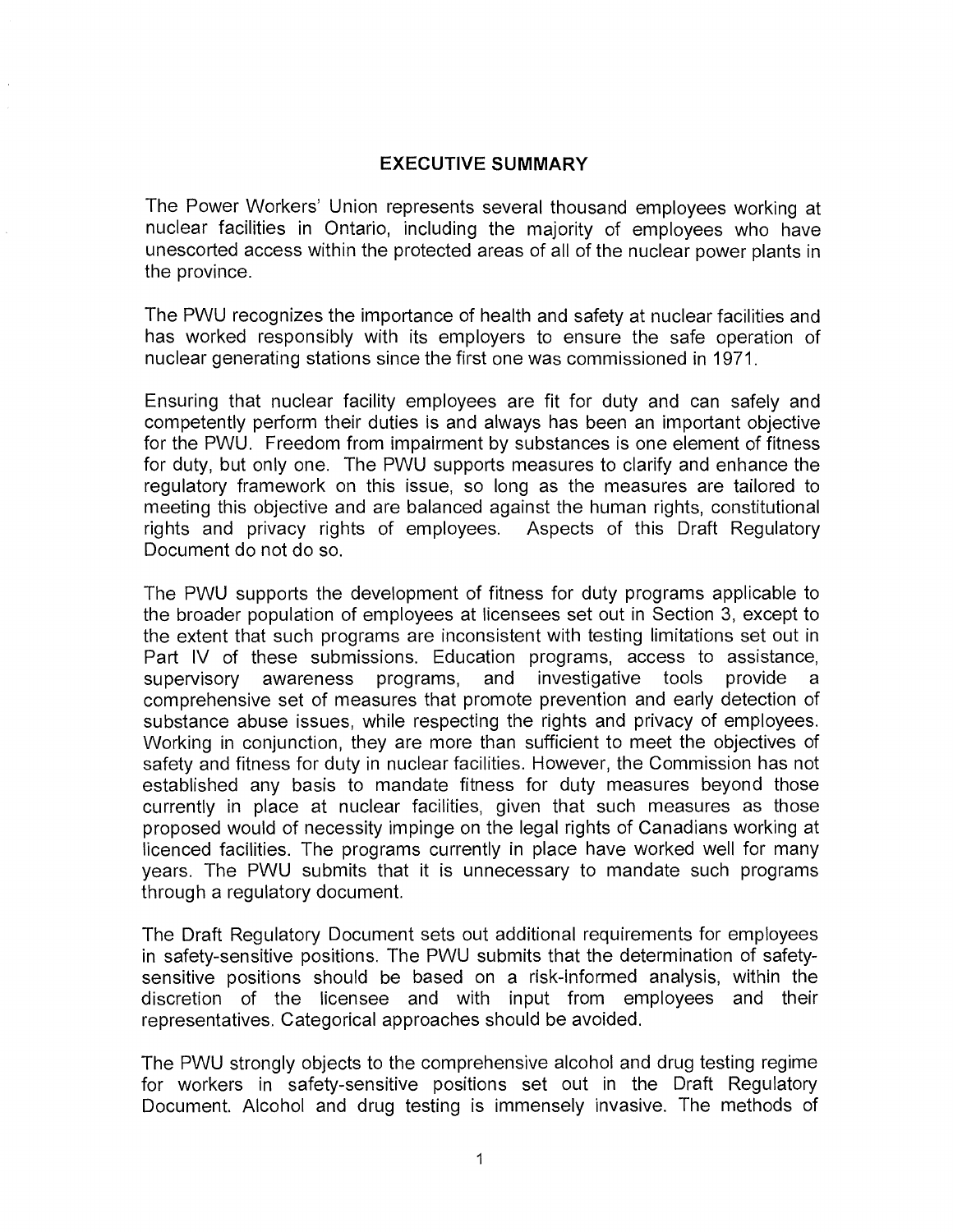## EXECUTIVE SUMMARY

The Power Workers' Union represents several thousand employees working at nuclear facilities in Ontario, including the majority of employees who have unescorted access within the protected areas of all of the nuclear power plants in the province.

The PWU recognizes the importance of health and safety at nuclear facilities and has worked responsibly with its employers to ensure the safe operation of nuclear generating stations since the first one was commissioned in 1971.

Ensuring that nuclear facility employees are fit for duty and can safely and competently perform their duties is and always has been an important objective for the PWU. Freedom from impairment by substances is one element of fitness for duty, but only one. The PWU supports measures to clarify and enhance the regulatory framework on this issue, so long as the measures are tailored to meeting this objective and are balanced against the human rights, constitutional rights and privacy rights of employees. Aspects of this Draft Regulatory Document do not do so.

The PWU supports the development of fitness for duty programs applicable to the broader population of employees at licensees set out in Section 3, except to the extent that such programs are inconsistent with testing limitations set out in Part IV of these submissions. Education programs, access to assistance, supervisory awareness programs, and investigative tools provide a comprehensive set of measures that promote prevention and early detection of substance abuse issues, while respecting the rights and privacy of employees. Working in conjunction, they are more than sufficient to meet the objectives of safety and fitness for duty in nuclear facilities. However, the Commission has not established any basis to mandate fitness for duty measures beyond those currently in place at nuclear facilities, given that such measures as those proposed would of necessity impinge on the legal rights of Canadians working at licenced facilities. The programs currently in place have worked well for many years. The PWU submits that it is unnecessary to mandate such programs through a regulatory document.

The Draft Regulatory Document sets out additional requirements for employees in safety-sensitive positions. The PWU submits that the determination of safety-sensitive positions should be based on a risk-informed analysis, within the discretion of the licensee and with input from employees and their representatives. Categorical approaches should be avoided.

The PWU strongly objects to the comprehensive alcohol and drug testing regime for workers in safety-sensitive positions set out in the Draft Regulatory Document. Alcohol and drug testing is immensely invasive. The methods of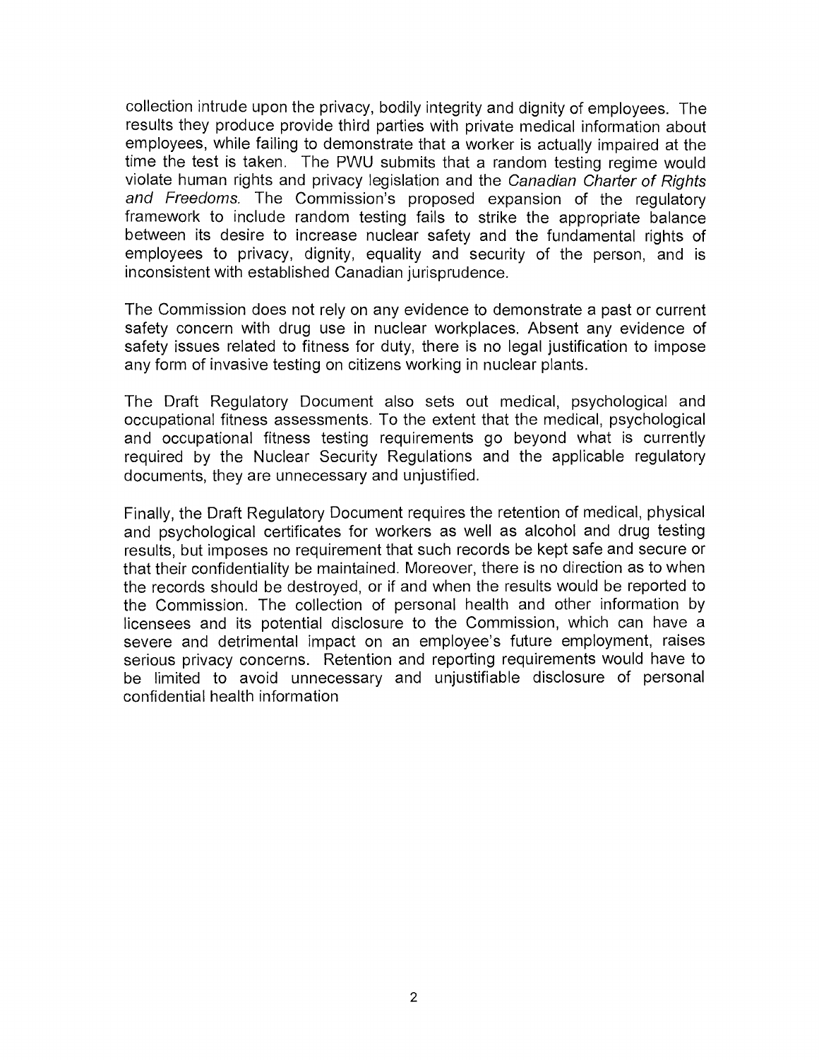collection intrude upon the privacy, bodily integrity and dignity of employees. The results they produce provide third parties with private medical information about employees, while failing to demonstrate that a worker is actually impaired at the time the test is taken. The PWU submits that a random testing regime would violate human rights and privacy legislation and the *Canadian Charter of Rights and Freedoms.* The Commission's proposed expansion of the regulatory framework to include random testing fails to strike the appropriate balance between its desire to increase nuclear safety and the fundamental rights of employees to privacy, dignity, equality and security of the person, and is inconsistent with established Canadian jurisprudence.

The Commission does not rely on any evidence to demonstrate a past or current safety concern with drug use in nuclear workplaces. Absent any evidence of safety issues related to fitness for duty, there is no legal justification to impose any form of invasive testing on citizens working in nuclear plants.

The Draft Regulatory Document also sets out medical, psychological and occupational fitness assessments. To the extent that the medical, psychological and occupational fitness testing requirements go beyond what is currently required by the Nuclear Security Regulations and the applicable regulatory documents, they are unnecessary and unjustified.

Finally, the Draft Regulatory Document requires the retention of medical, physical and psychological certificates for workers as well as alcohol and drug testing results, but imposes no requirement that such records be kept safe and secure or that their confidentiality be maintained. Moreover, there is no direction as to when the records should be destroyed, or if and when the results would be reported to the Commission. The collection of personal health and other information by licensees and its potential disclosure to the Commission, which can have a severe and detrimental impact on an employee's future employment, raises serious privacy concerns. Retention and reporting requirements would have to be limited to avoid unnecessary and unjustifiable disclosure of personal confidential health information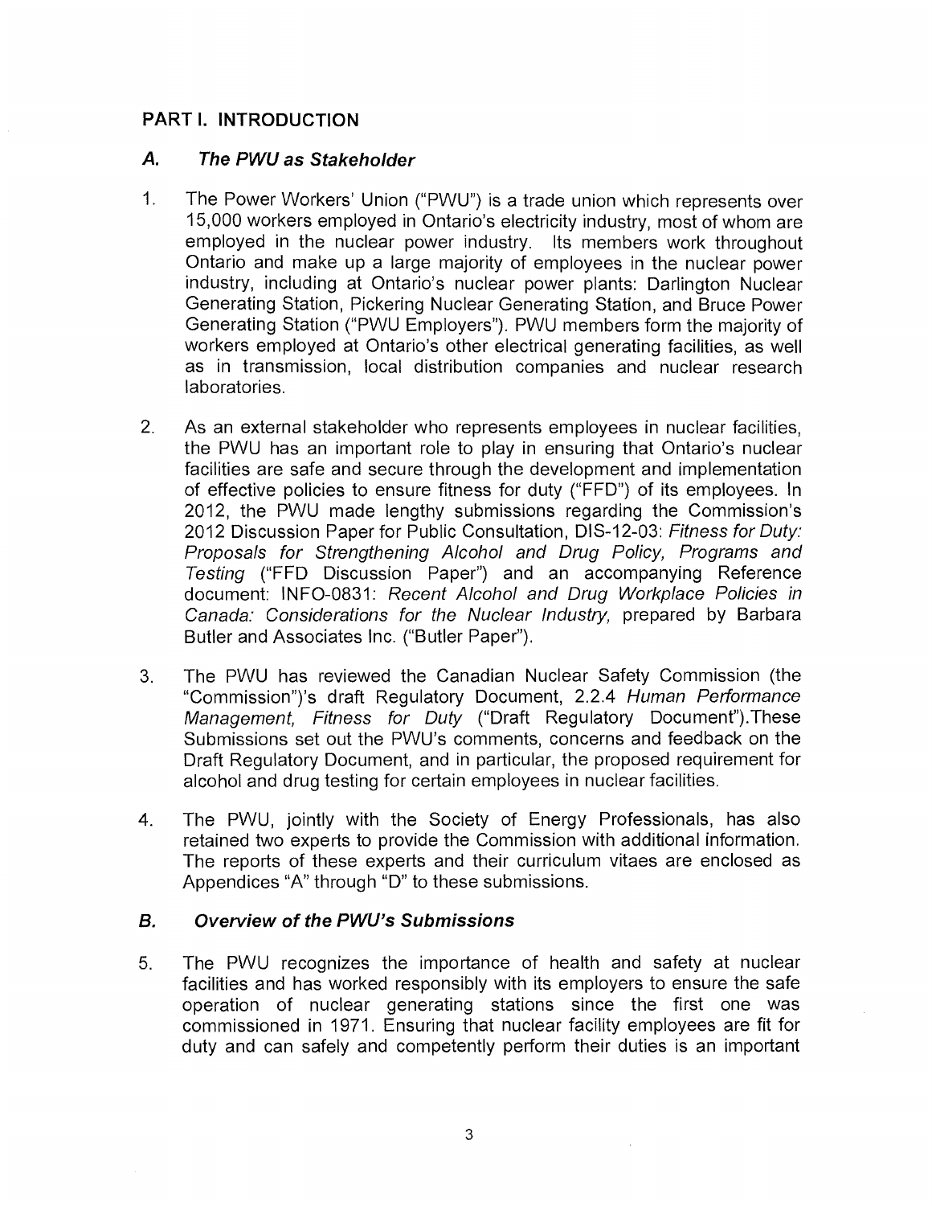## PART I. INTRODUCTION

### *A. The PWU as Stakeholder*

1. The Power Workers' Union ("PWU") is a trade union which represents over 15,000 workers employed in Ontario's electricity industry, most of whom are employed in the nuclear power industry. Its members work throughout Ontario and make up a large majority of employees in the nuclear power industry, including at Ontario's nuclear power plants: Darlington Nuclear Generating Station, Pickering Nuclear Generating Station, and Bruce Power Generating Station ("PWU Employers"). PWU members form the majority of workers employed at Ontario's other electrical generating facilities, as well as in transmission, local distribution companies and nuclear research laboratories.

2. As an external stakeholder who represents employees in nuclear facilities, the PWU has an important role to play in ensuring that Ontario's nuclear facilities are safe and secure through the development and implementation of effective policies to ensure fitness for duty ("FFD") of its employees. In 2012, the PWU made lengthy submissions regarding the Commission's 2012 Discussion Paper for Public Consultation, DIS-12-03: *Fitness for Duty: Proposals for Strengthening Alcohol and Drug Policy, Programs and Testing* ("FFD Discussion Paper") and an accompanying Reference document: INFO-0831: *Recent Alcohol and Drug Workplace Policies in Canada: Considerations for the Nuclear Industry*, prepared by Barbara Butler and Associates Inc. ("Butler Paper").

3. The PWU has reviewed the Canadian Nuclear Safety Commission (the "Commission")'s draft Regulatory Document, 2.2.4 *Human Performance Management, Fitness for Duty* ("Draft Regulatory Document").These Submissions set out the PWU's comments, concerns and feedback on the Draft Regulatory Document, and in particular, the proposed requirement for alcohol and drug testing for certain employees in nuclear facilities.

4. The PWU, jointly with the Society of Energy Professionals, has also retained two experts to provide the Commission with additional information. The reports of these experts and their curriculum vitaes are enclosed as Appendices "A" through "D" to these submissions.

### *B. Overview of the PWU's Submissions*

5. The PWU recognizes the importance of health and safety at nuclear facilities and has worked responsibly with its employers to ensure the safe operation of nuclear generating stations since the first one was commissioned in 1971. Ensuring that nuclear facility employees are fit for duty and can safely and competently perform their duties is an important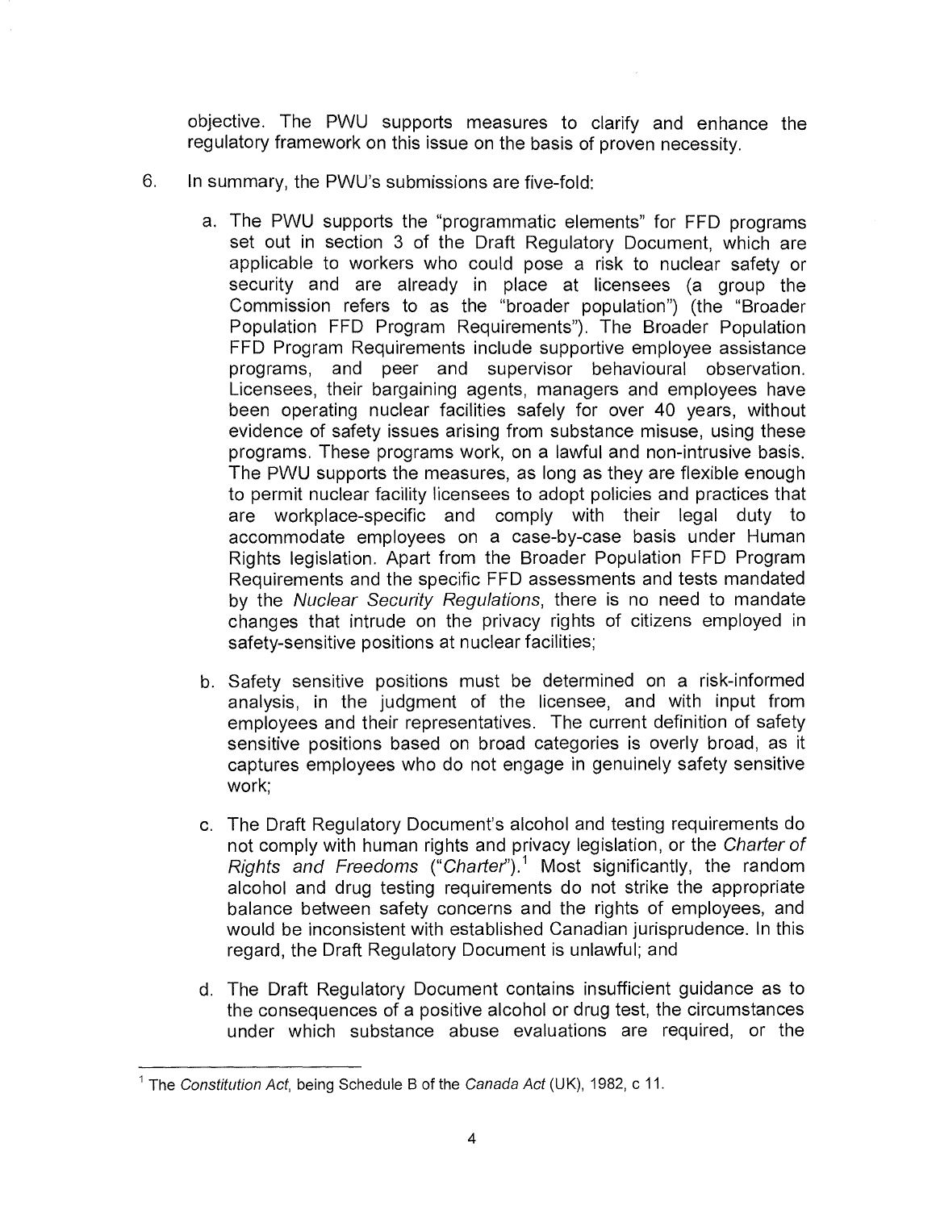objective. The PWU supports measures to clarify and enhance the regulatory framework on this issue on the basis of proven necessity.

6. In summary, the PWU's submissions are five-fold:

   a. The PWU supports the "programmatic elements" for FFD programs set out in section 3 of the Draft Regulatory Document, which are applicable to workers who could pose a risk to nuclear safety or security and are already in place at licensees (a group the Commission refers to as the "broader population") (the "Broader Population FFD Program Requirements"). The Broader Population FFD Program Requirements include supportive employee assistance programs, and peer and supervisor behavioural observation. Licensees, their bargaining agents, managers and employees have been operating nuclear facilities safely for over 40 years, without evidence of safety issues arising from substance misuse, using these programs. These programs work, on a lawful and non-intrusive basis. The PWU supports the measures, as long as they are flexible enough to permit nuclear facility licensees to adopt policies and practices that are workplace-specific and comply with their legal duty to accommodate employees on a case-by-case basis under Human Rights legislation. Apart from the Broader Population FFD Program Requirements and the specific FFD assessments and tests mandated by the *Nuclear Security Regulations*, there is no need to mandate changes that intrude on the privacy rights of citizens employed in safety-sensitive positions at nuclear facilities;

   b. Safety sensitive positions must be determined on a risk-informed analysis, in the judgment of the licensee, and with input from employees and their representatives. The current definition of safety sensitive positions based on broad categories is overly broad, as it captures employees who do not engage in genuinely safety sensitive work;

   c. The Draft Regulatory Document's alcohol and testing requirements do not comply with human rights and privacy legislation, or the *Charter of Rights and Freedoms* ("*Charter*").[1] Most significantly, the random alcohol and drug testing requirements do not strike the appropriate balance between safety concerns and the rights of employees, and would be inconsistent with established Canadian jurisprudence. In this regard, the Draft Regulatory Document is unlawful; and

   d. The Draft Regulatory Document contains insufficient guidance as to the consequences of a positive alcohol or drug test, the circumstances under which substance abuse evaluations are required, or the

---

[1] The *Constitution Act*, being Schedule B of the *Canada Act* (UK), 1982, c 11.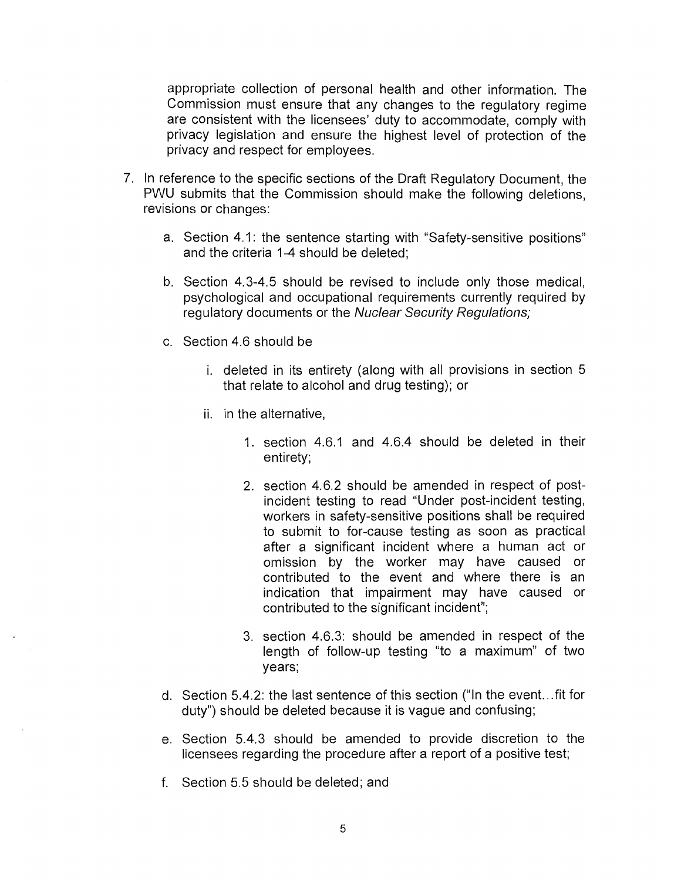appropriate collection of personal health and other information. The Commission must ensure that any changes to the regulatory regime are consistent with the licensees' duty to accommodate, comply with privacy legislation and ensure the highest level of protection of the privacy and respect for employees.

7. In reference to the specific sections of the Draft Regulatory Document, the PWU submits that the Commission should make the following deletions, revisions or changes:

   a. Section 4.1: the sentence starting with "Safety-sensitive positions" and the criteria 1-4 should be deleted;

   b. Section 4.3-4.5 should be revised to include only those medical, psychological and occupational requirements currently required by regulatory documents or the *Nuclear Security Regulations;*

   c. Section 4.6 should be

      i. deleted in its entirety (along with all provisions in section 5 that relate to alcohol and drug testing); or

      ii. in the alternative,

         1. section 4.6.1 and 4.6.4 should be deleted in their entirety;

         2. section 4.6.2 should be amended in respect of post-incident testing to read "Under post-incident testing, workers in safety-sensitive positions shall be required to submit to for-cause testing as soon as practical after a significant incident where a human act or omission by the worker may have caused or contributed to the event and where there is an indication that impairment may have caused or contributed to the significant incident";

         3. section 4.6.3: should be amended in respect of the length of follow-up testing "to a maximum" of two years;

   d. Section 5.4.2: the last sentence of this section ("In the event...fit for duty") should be deleted because it is vague and confusing;

   e. Section 5.4.3 should be amended to provide discretion to the licensees regarding the procedure after a report of a positive test;

   f. Section 5.5 should be deleted; and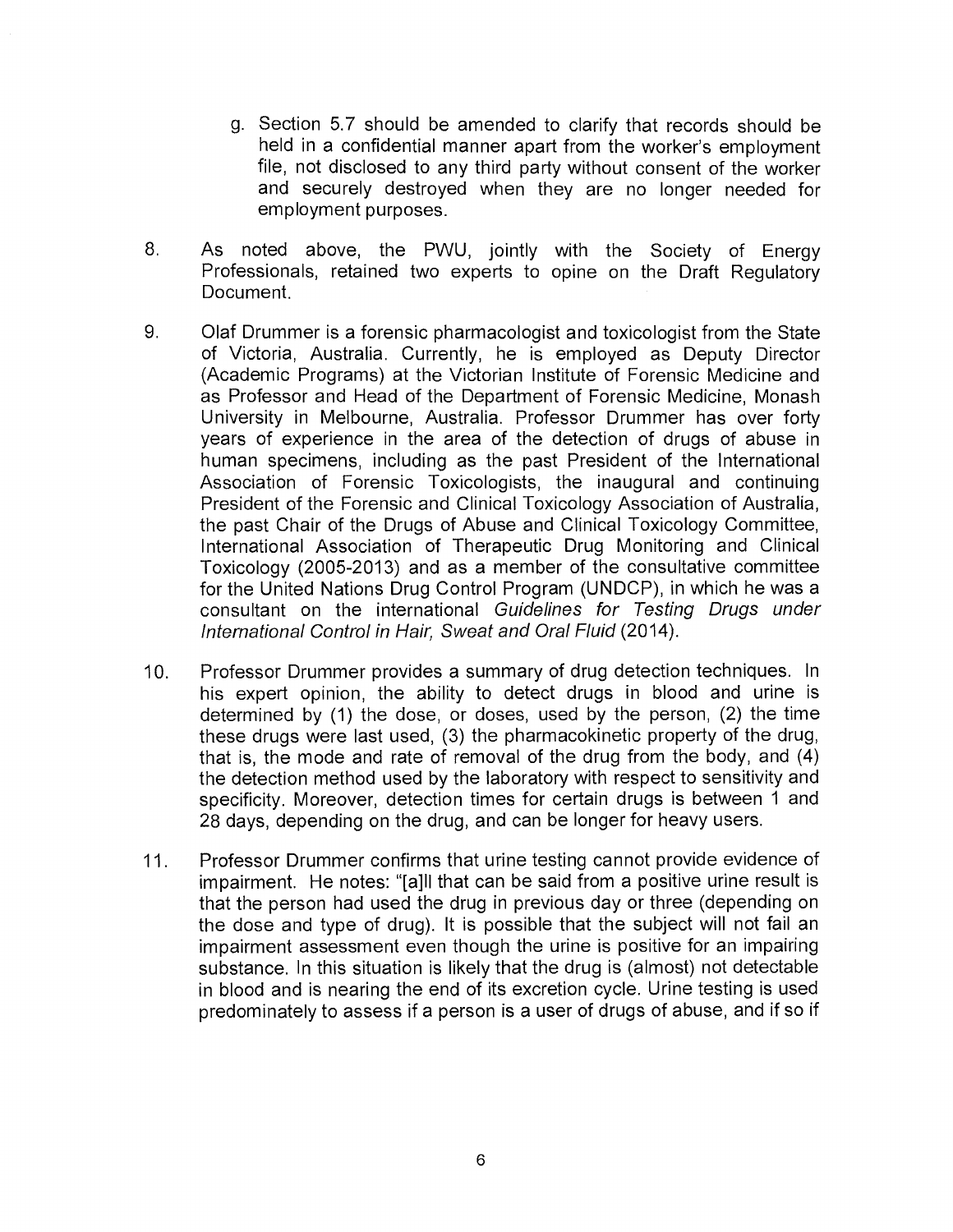g. Section 5.7 should be amended to clarify that records should be held in a confidential manner apart from the worker's employment file, not disclosed to any third party without consent of the worker and securely destroyed when they are no longer needed for employment purposes.

8. As noted above, the PWU, jointly with the Society of Energy Professionals, retained two experts to opine on the Draft Regulatory Document.

9. Olaf Drummer is a forensic pharmacologist and toxicologist from the State of Victoria, Australia. Currently, he is employed as Deputy Director (Academic Programs) at the Victorian Institute of Forensic Medicine and as Professor and Head of the Department of Forensic Medicine, Monash University in Melbourne, Australia. Professor Drummer has over forty years of experience in the area of the detection of drugs of abuse in human specimens, including as the past President of the International Association of Forensic Toxicologists, the inaugural and continuing President of the Forensic and Clinical Toxicology Association of Australia, the past Chair of the Drugs of Abuse and Clinical Toxicology Committee, International Association of Therapeutic Drug Monitoring and Clinical Toxicology (2005-2013) and as a member of the consultative committee for the United Nations Drug Control Program (UNDCP), in which he was a consultant on the international *Guidelines for Testing Drugs under International Control in Hair, Sweat and Oral Fluid* (2014).

10. Professor Drummer provides a summary of drug detection techniques. In his expert opinion, the ability to detect drugs in blood and urine is determined by (1) the dose, or doses, used by the person, (2) the time these drugs were last used, (3) the pharmacokinetic property of the drug, that is, the mode and rate of removal of the drug from the body, and (4) the detection method used by the laboratory with respect to sensitivity and specificity. Moreover, detection times for certain drugs is between 1 and 28 days, depending on the drug, and can be longer for heavy users.

11. Professor Drummer confirms that urine testing cannot provide evidence of impairment. He notes: "[a]ll that can be said from a positive urine result is that the person had used the drug in previous day or three (depending on the dose and type of drug). It is possible that the subject will not fail an impairment assessment even though the urine is positive for an impairing substance. In this situation is likely that the drug is (almost) not detectable in blood and is nearing the end of its excretion cycle. Urine testing is used predominately to assess if a person is a user of drugs of abuse, and if so if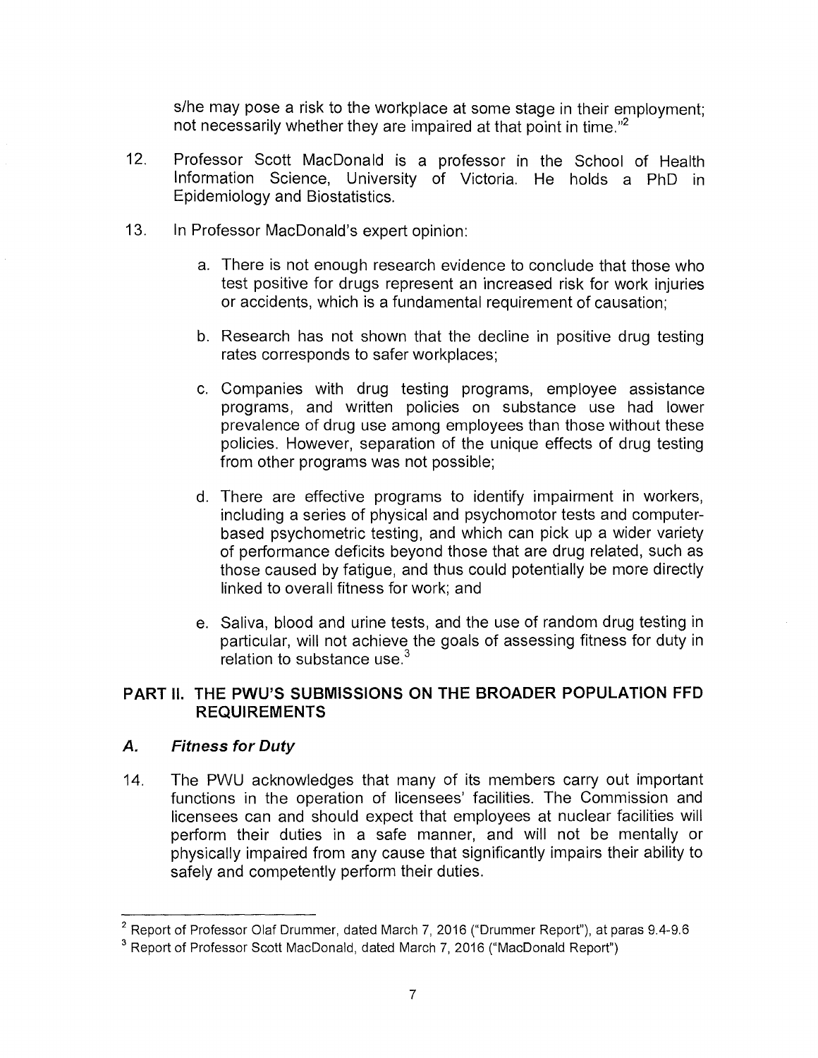s/he may pose a risk to the workplace at some stage in their employment; not necessarily whether they are impaired at that point in time."[2]

12. Professor Scott MacDonald is a professor in the School of Health Information Science, University of Victoria. He holds a PhD in Epidemiology and Biostatistics.

13. In Professor MacDonald's expert opinion:

    a. There is not enough research evidence to conclude that those who test positive for drugs represent an increased risk for work injuries or accidents, which is a fundamental requirement of causation;

    b. Research has not shown that the decline in positive drug testing rates corresponds to safer workplaces;

    c. Companies with drug testing programs, employee assistance programs, and written policies on substance use had lower prevalence of drug use among employees than those without these policies. However, separation of the unique effects of drug testing from other programs was not possible;

    d. There are effective programs to identify impairment in workers, including a series of physical and psychomotor tests and computer-based psychometric testing, and which can pick up a wider variety of performance deficits beyond those that are drug related, such as those caused by fatigue, and thus could potentially be more directly linked to overall fitness for work; and

    e. Saliva, blood and urine tests, and the use of random drug testing in particular, will not achieve the goals of assessing fitness for duty in relation to substance use.[3]

## PART II. THE PWU'S SUBMISSIONS ON THE BROADER POPULATION FFD REQUIREMENTS

### *A. Fitness for Duty*

14. The PWU acknowledges that many of its members carry out important functions in the operation of licensees' facilities. The Commission and licensees can and should expect that employees at nuclear facilities will perform their duties in a safe manner, and will not be mentally or physically impaired from any cause that significantly impairs their ability to safely and competently perform their duties.

---

[2] Report of Professor Olaf Drummer, dated March 7, 2016 ("Drummer Report"), at paras 9.4-9.6

[3] Report of Professor Scott MacDonald, dated March 7, 2016 ("MacDonald Report")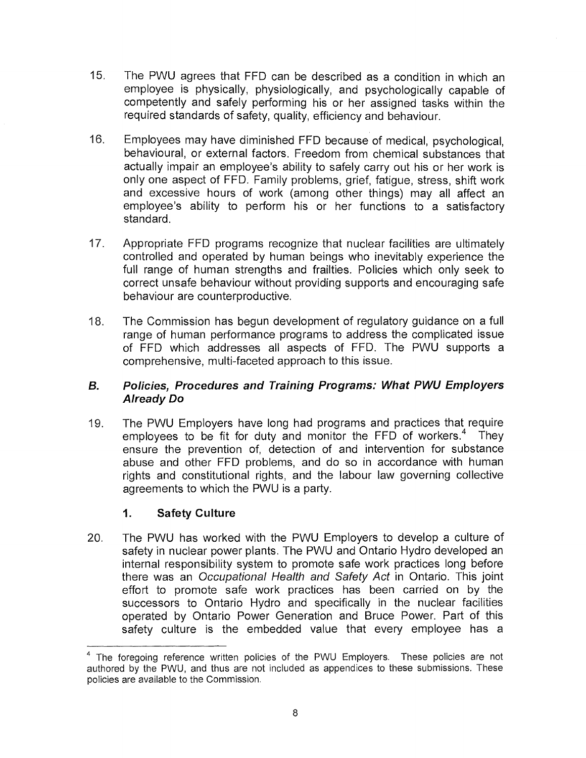15. The PWU agrees that FFD can be described as a condition in which an employee is physically, physiologically, and psychologically capable of competently and safely performing his or her assigned tasks within the required standards of safety, quality, efficiency and behaviour.

16. Employees may have diminished FFD because of medical, psychological, behavioural, or external factors. Freedom from chemical substances that actually impair an employee's ability to safely carry out his or her work is only one aspect of FFD. Family problems, grief, fatigue, stress, shift work and excessive hours of work (among other things) may all affect an employee's ability to perform his or her functions to a satisfactory standard.

17. Appropriate FFD programs recognize that nuclear facilities are ultimately controlled and operated by human beings who inevitably experience the full range of human strengths and frailties. Policies which only seek to correct unsafe behaviour without providing supports and encouraging safe behaviour are counterproductive.

18. The Commission has begun development of regulatory guidance on a full range of human performance programs to address the complicated issue of FFD which addresses all aspects of FFD. The PWU supports a comprehensive, multi-faceted approach to this issue.

### *B. Policies, Procedures and Training Programs: What PWU Employers Already Do*

19. The PWU Employers have long had programs and practices that require employees to be fit for duty and monitor the FFD of workers.[4] They ensure the prevention of, detection of and intervention for substance abuse and other FFD problems, and do so in accordance with human rights and constitutional rights, and the labour law governing collective agreements to which the PWU is a party.

#### 1. Safety Culture

20. The PWU has worked with the PWU Employers to develop a culture of safety in nuclear power plants. The PWU and Ontario Hydro developed an internal responsibility system to promote safe work practices long before there was an *Occupational Health and Safety Act* in Ontario. This joint effort to promote safe work practices has been carried on by the successors to Ontario Hydro and specifically in the nuclear facilities operated by Ontario Power Generation and Bruce Power. Part of this safety culture is the embedded value that every employee has a

[4] The foregoing reference written policies of the PWU Employers. These policies are not authored by the PWU, and thus are not included as appendices to these submissions. These policies are available to the Commission.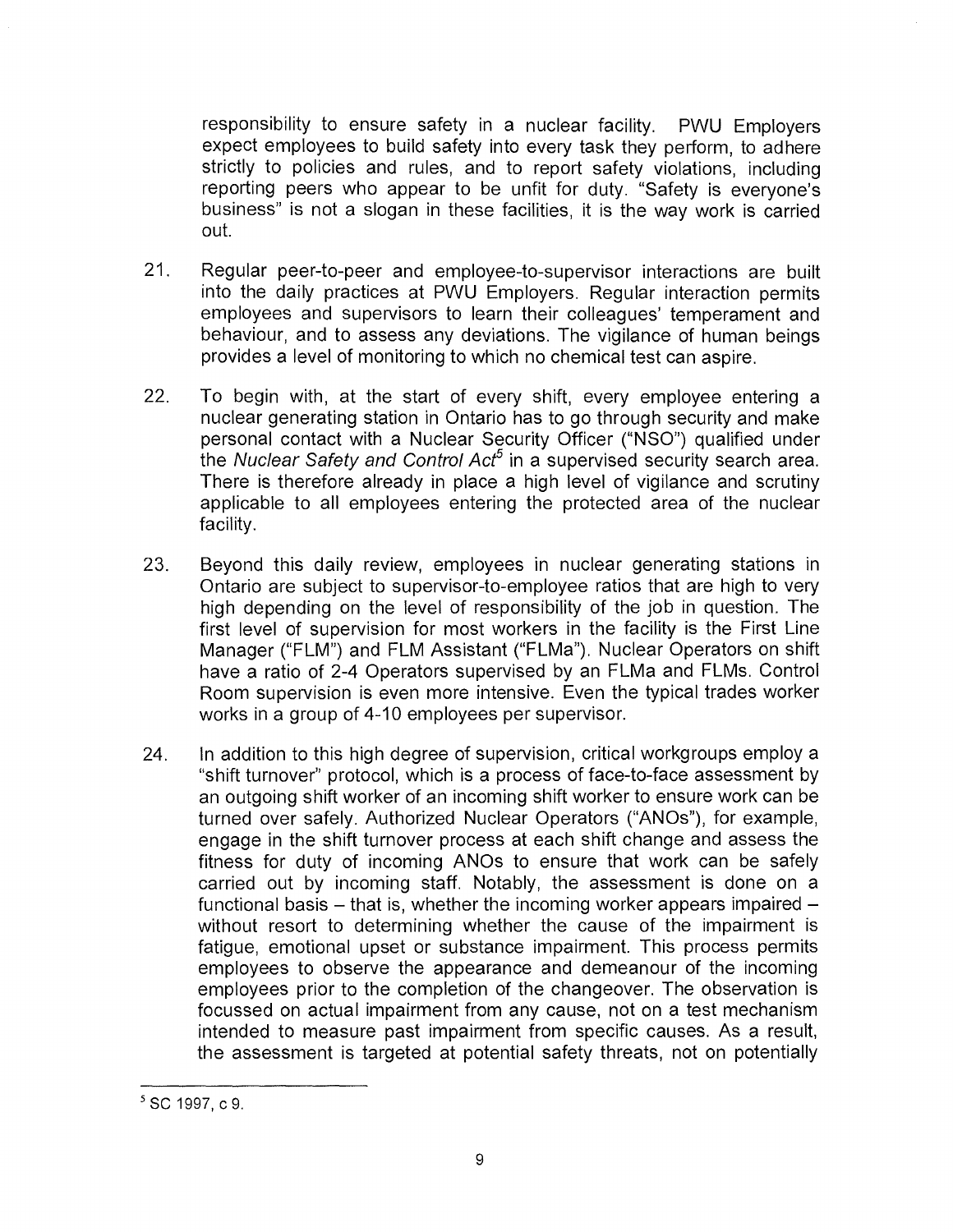responsibility to ensure safety in a nuclear facility. PWU Employers expect employees to build safety into every task they perform, to adhere strictly to policies and rules, and to report safety violations, including reporting peers who appear to be unfit for duty. "Safety is everyone's business" is not a slogan in these facilities, it is the way work is carried out.

21. Regular peer-to-peer and employee-to-supervisor interactions are built into the daily practices at PWU Employers. Regular interaction permits employees and supervisors to learn their colleagues' temperament and behaviour, and to assess any deviations. The vigilance of human beings provides a level of monitoring to which no chemical test can aspire.

22. To begin with, at the start of every shift, every employee entering a nuclear generating station in Ontario has to go through security and make personal contact with a Nuclear Security Officer ("NSO") qualified under the *Nuclear Safety and Control Act*[5] in a supervised security search area. There is therefore already in place a high level of vigilance and scrutiny applicable to all employees entering the protected area of the nuclear facility.

23. Beyond this daily review, employees in nuclear generating stations in Ontario are subject to supervisor-to-employee ratios that are high to very high depending on the level of responsibility of the job in question. The first level of supervision for most workers in the facility is the First Line Manager ("FLM") and FLM Assistant ("FLMa"). Nuclear Operators on shift have a ratio of 2-4 Operators supervised by an FLMa and FLMs. Control Room supervision is even more intensive. Even the typical trades worker works in a group of 4-10 employees per supervisor.

24. In addition to this high degree of supervision, critical workgroups employ a "shift turnover" protocol, which is a process of face-to-face assessment by an outgoing shift worker of an incoming shift worker to ensure work can be turned over safely. Authorized Nuclear Operators ("ANOs"), for example, engage in the shift turnover process at each shift change and assess the fitness for duty of incoming ANOs to ensure that work can be safely carried out by incoming staff. Notably, the assessment is done on a functional basis – that is, whether the incoming worker appears impaired – without resort to determining whether the cause of the impairment is fatigue, emotional upset or substance impairment. This process permits employees to observe the appearance and demeanour of the incoming employees prior to the completion of the changeover. The observation is focussed on actual impairment from any cause, not on a test mechanism intended to measure past impairment from specific causes. As a result, the assessment is targeted at potential safety threats, not on potentially

---

[5] SC 1997, c 9.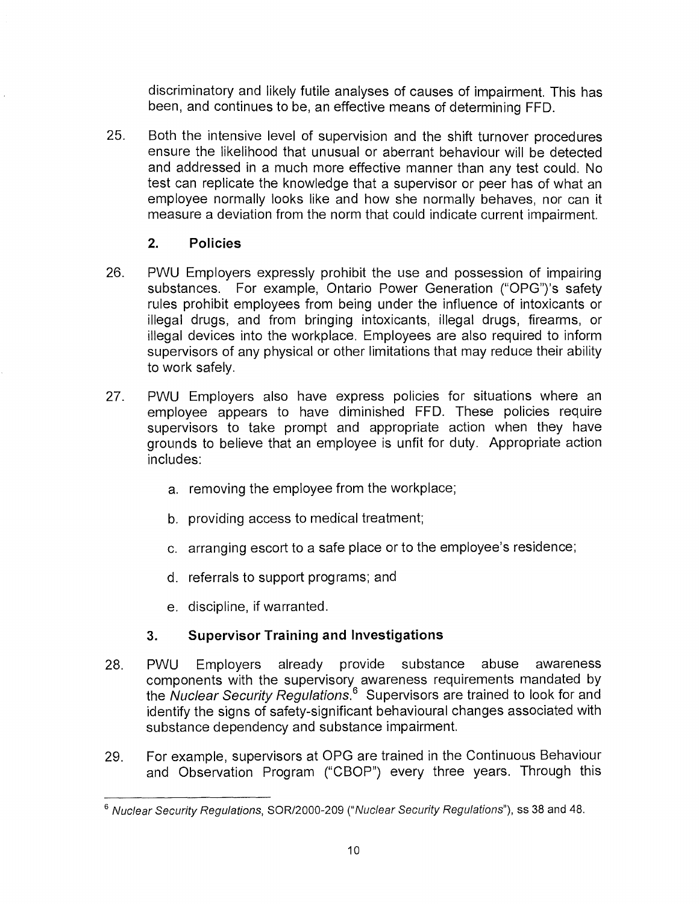discriminatory and likely futile analyses of causes of impairment. This has been, and continues to be, an effective means of determining FFD.

25. Both the intensive level of supervision and the shift turnover procedures ensure the likelihood that unusual or aberrant behaviour will be detected and addressed in a much more effective manner than any test could. No test can replicate the knowledge that a supervisor or peer has of what an employee normally looks like and how she normally behaves, nor can it measure a deviation from the norm that could indicate current impairment.

### 2. Policies

26. PWU Employers expressly prohibit the use and possession of impairing substances. For example, Ontario Power Generation ("OPG")'s safety rules prohibit employees from being under the influence of intoxicants or illegal drugs, and from bringing intoxicants, illegal drugs, firearms, or illegal devices into the workplace. Employees are also required to inform supervisors of any physical or other limitations that may reduce their ability to work safely.

27. PWU Employers also have express policies for situations where an employee appears to have diminished FFD. These policies require supervisors to take prompt and appropriate action when they have grounds to believe that an employee is unfit for duty. Appropriate action includes:

    a. removing the employee from the workplace;

    b. providing access to medical treatment;

    c. arranging escort to a safe place or to the employee's residence;

    d. referrals to support programs; and

    e. discipline, if warranted.

### 3. Supervisor Training and Investigations

28. PWU Employers already provide substance abuse awareness components with the supervisory awareness requirements mandated by the *Nuclear Security Regulations*.[6] Supervisors are trained to look for and identify the signs of safety-significant behavioural changes associated with substance dependency and substance impairment.

29. For example, supervisors at OPG are trained in the Continuous Behaviour and Observation Program ("CBOP") every three years. Through this

---

[6] *Nuclear Security Regulations*, SOR/2000-209 ("*Nuclear Security Regulations*"), ss 38 and 48.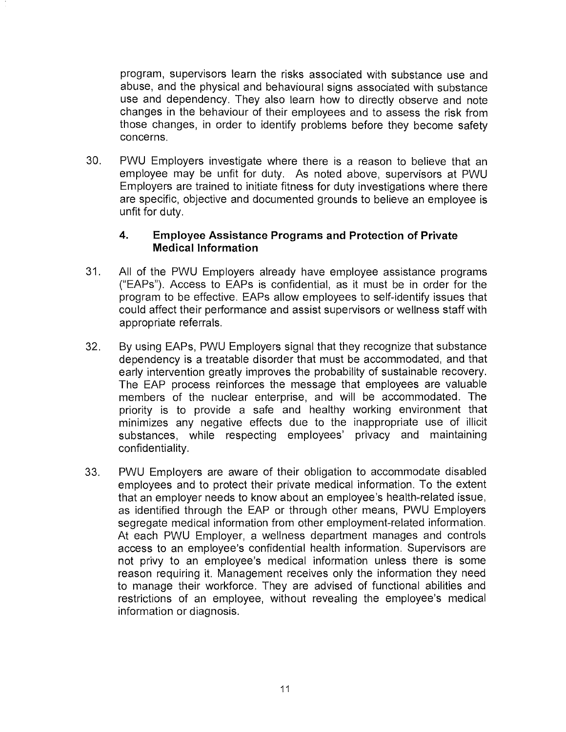program, supervisors learn the risks associated with substance use and abuse, and the physical and behavioural signs associated with substance use and dependency. They also learn how to directly observe and note changes in the behaviour of their employees and to assess the risk from those changes, in order to identify problems before they become safety concerns.

30. PWU Employers investigate where there is a reason to believe that an employee may be unfit for duty. As noted above, supervisors at PWU Employers are trained to initiate fitness for duty investigations where there are specific, objective and documented grounds to believe an employee is unfit for duty.

### 4. Employee Assistance Programs and Protection of Private Medical Information

31. All of the PWU Employers already have employee assistance programs ("EAPs"). Access to EAPs is confidential, as it must be in order for the program to be effective. EAPs allow employees to self-identify issues that could affect their performance and assist supervisors or wellness staff with appropriate referrals.

32. By using EAPs, PWU Employers signal that they recognize that substance dependency is a treatable disorder that must be accommodated, and that early intervention greatly improves the probability of sustainable recovery. The EAP process reinforces the message that employees are valuable members of the nuclear enterprise, and will be accommodated. The priority is to provide a safe and healthy working environment that minimizes any negative effects due to the inappropriate use of illicit substances, while respecting employees' privacy and maintaining confidentiality.

33. PWU Employers are aware of their obligation to accommodate disabled employees and to protect their private medical information. To the extent that an employer needs to know about an employee's health-related issue, as identified through the EAP or through other means, PWU Employers segregate medical information from other employment-related information. At each PWU Employer, a wellness department manages and controls access to an employee's confidential health information. Supervisors are not privy to an employee's medical information unless there is some reason requiring it. Management receives only the information they need to manage their workforce. They are advised of functional abilities and restrictions of an employee, without revealing the employee's medical information or diagnosis.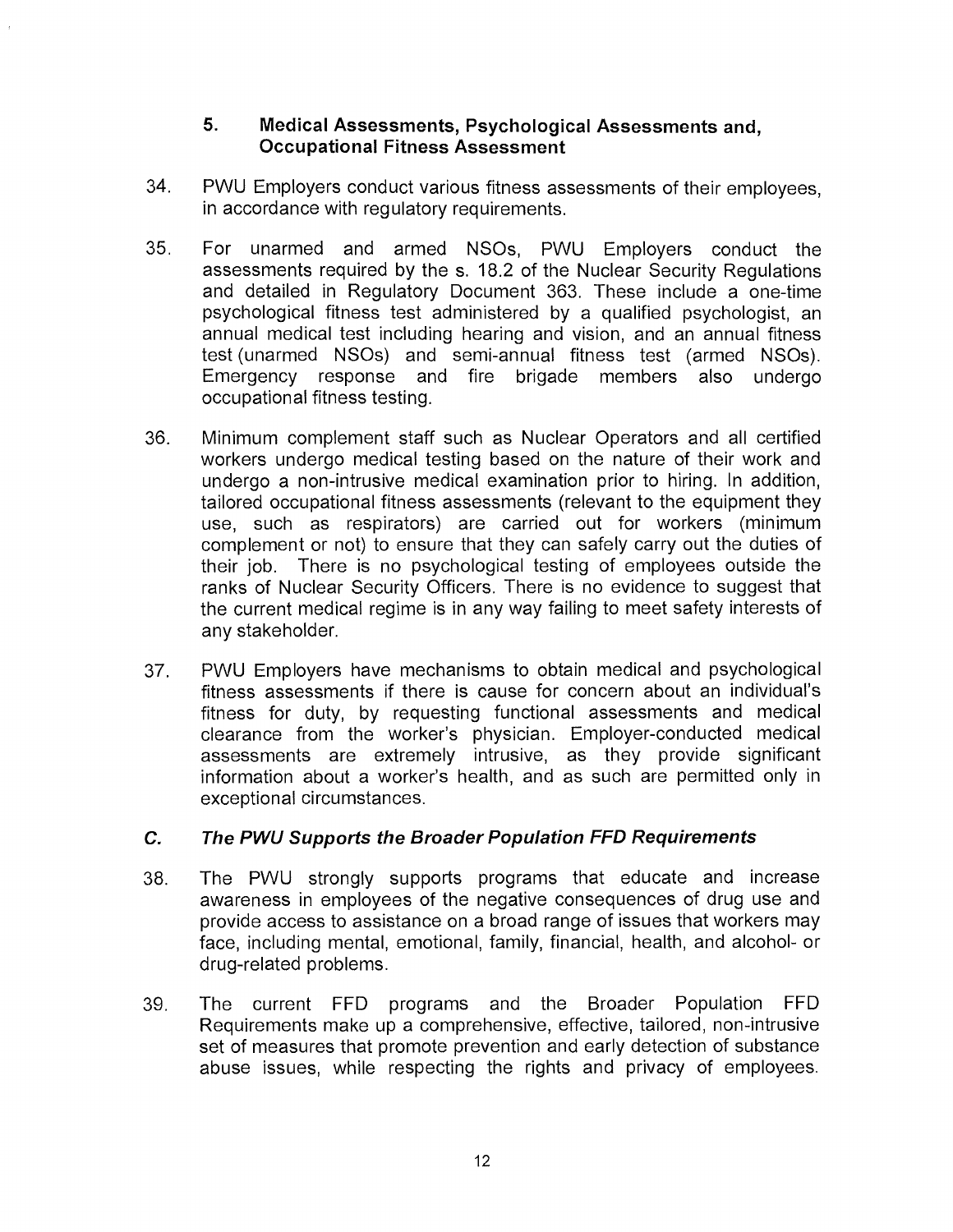#### 5. Medical Assessments, Psychological Assessments and, Occupational Fitness Assessment

34. PWU Employers conduct various fitness assessments of their employees, in accordance with regulatory requirements.

35. For unarmed and armed NSOs, PWU Employers conduct the assessments required by the s. 18.2 of the Nuclear Security Regulations and detailed in Regulatory Document 363. These include a one-time psychological fitness test administered by a qualified psychologist, an annual medical test including hearing and vision, and an annual fitness test (unarmed NSOs) and semi-annual fitness test (armed NSOs). Emergency response and fire brigade members also undergo occupational fitness testing.

36. Minimum complement staff such as Nuclear Operators and all certified workers undergo medical testing based on the nature of their work and undergo a non-intrusive medical examination prior to hiring. In addition, tailored occupational fitness assessments (relevant to the equipment they use, such as respirators) are carried out for workers (minimum complement or not) to ensure that they can safely carry out the duties of their job. There is no psychological testing of employees outside the ranks of Nuclear Security Officers. There is no evidence to suggest that the current medical regime is in any way failing to meet safety interests of any stakeholder.

37. PWU Employers have mechanisms to obtain medical and psychological fitness assessments if there is cause for concern about an individual's fitness for duty, by requesting functional assessments and medical clearance from the worker's physician. Employer-conducted medical assessments are extremely intrusive, as they provide significant information about a worker's health, and as such are permitted only in exceptional circumstances.

### *C. The PWU Supports the Broader Population FFD Requirements*

38. The PWU strongly supports programs that educate and increase awareness in employees of the negative consequences of drug use and provide access to assistance on a broad range of issues that workers may face, including mental, emotional, family, financial, health, and alcohol- or drug-related problems.

39. The current FFD programs and the Broader Population FFD Requirements make up a comprehensive, effective, tailored, non-intrusive set of measures that promote prevention and early detection of substance abuse issues, while respecting the rights and privacy of employees.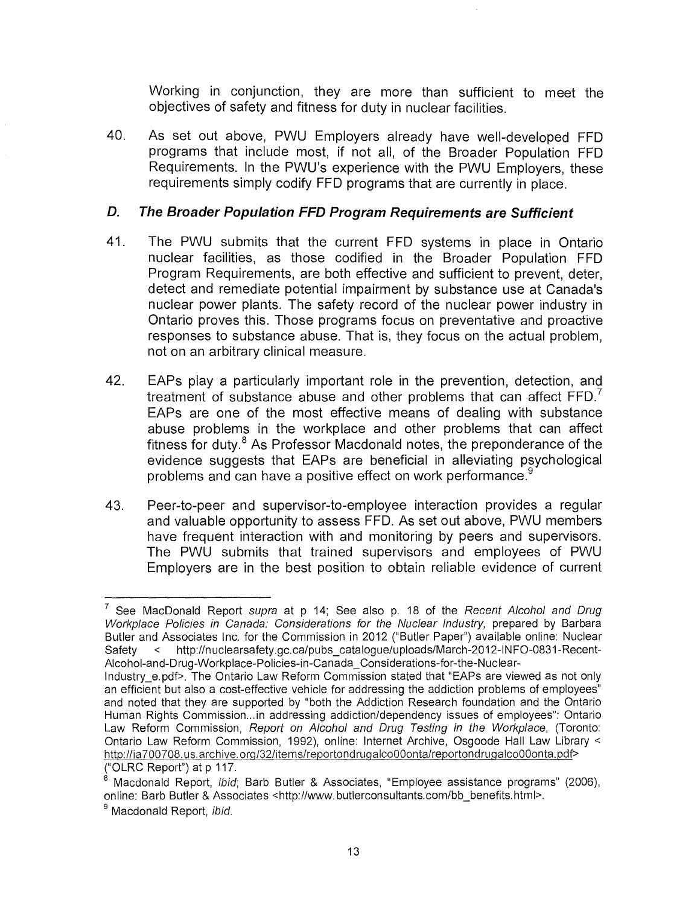Working in conjunction, they are more than sufficient to meet the objectives of safety and fitness for duty in nuclear facilities.

40. As set out above, PWU Employers already have well-developed FFD programs that include most, if not all, of the Broader Population FFD Requirements. In the PWU's experience with the PWU Employers, these requirements simply codify FFD programs that are currently in place.

### *D. The Broader Population FFD Program Requirements are Sufficient*

41. The PWU submits that the current FFD systems in place in Ontario nuclear facilities, as those codified in the Broader Population FFD Program Requirements, are both effective and sufficient to prevent, deter, detect and remediate potential impairment by substance use at Canada's nuclear power plants. The safety record of the nuclear power industry in Ontario proves this. Those programs focus on preventative and proactive responses to substance abuse. That is, they focus on the actual problem, not on an arbitrary clinical measure.

42. EAPs play a particularly important role in the prevention, detection, and treatment of substance abuse and other problems that can affect FFD.[7] EAPs are one of the most effective means of dealing with substance abuse problems in the workplace and other problems that can affect fitness for duty.[8] As Professor Macdonald notes, the preponderance of the evidence suggests that EAPs are beneficial in alleviating psychological problems and can have a positive effect on work performance.[9]

43. Peer-to-peer and supervisor-to-employee interaction provides a regular and valuable opportunity to assess FFD. As set out above, PWU members have frequent interaction with and monitoring by peers and supervisors. The PWU submits that trained supervisors and employees of PWU Employers are in the best position to obtain reliable evidence of current

---

[7] See MacDonald Report *supra* at p 14; See also p. 18 of the *Recent Alcohol and Drug Workplace Policies in Canada: Considerations for the Nuclear Industry,* prepared by Barbara Butler and Associates Inc. for the Commission in 2012 ("Butler Paper") available online: Nuclear Safety < http://nuclearsafety.gc.ca/pubs_catalogue/uploads/March-2012-INFO-0831-Recent-Alcohol-and-Drug-Workplace-Policies-in-Canada_Considerations-for-the-Nuclear-Industry_e.pdf>. The Ontario Law Reform Commission stated that "EAPs are viewed as not only an efficient but also a cost-effective vehicle for addressing the addiction problems of employees" and noted that they are supported by "both the Addiction Research foundation and the Ontario Human Rights Commission...in addressing addiction/dependency issues of employees": Ontario Law Reform Commission, *Report on Alcohol and Drug Testing in the Workplace*, (Toronto: Ontario Law Reform Commission, 1992), online: Internet Archive, Osgoode Hall Law Library < http://ia700708.us.archive.org/32/items/reportondrugalco00onta/reportondrugalco00onta.pdf> ("OLRC Report") at p 117.

[8] Macdonald Report, *Ibid*; Barb Butler & Associates, "Employee assistance programs" (2006), online: Barb Butler & Associates <http://www.butlerconsultants.com/bb_benefits.html>.

[9] Macdonald Report, *ibid.*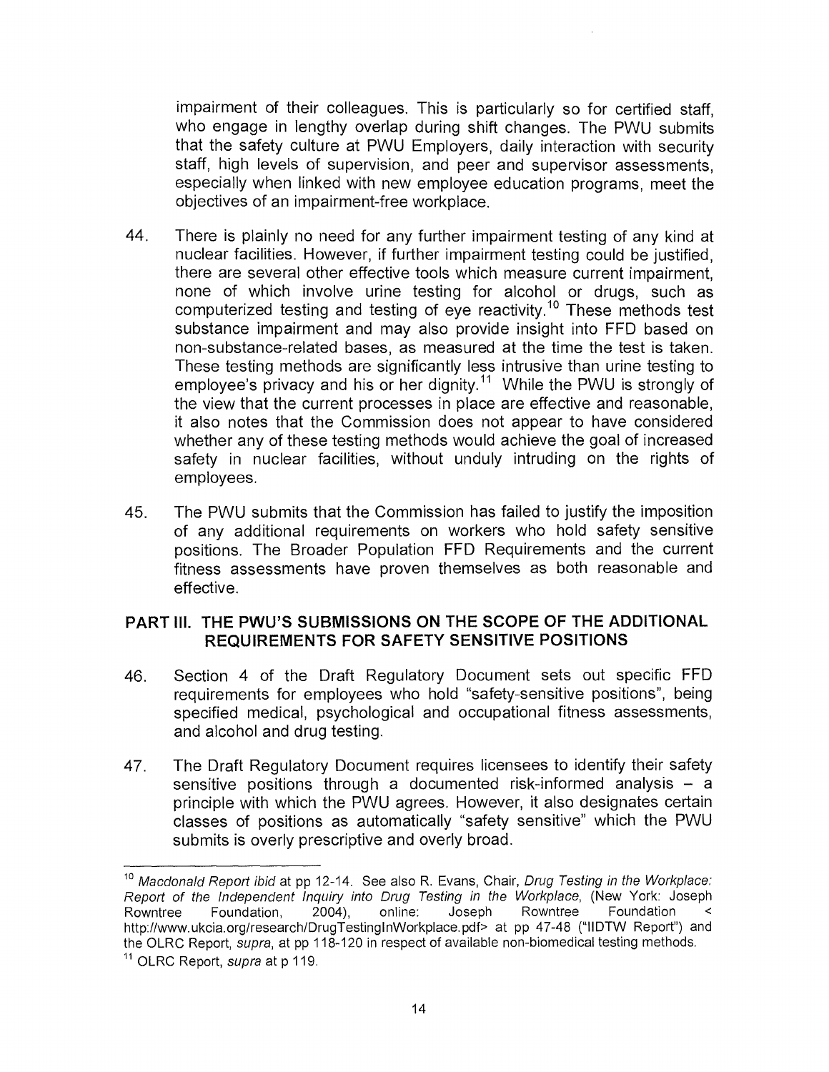impairment of their colleagues. This is particularly so for certified staff, who engage in lengthy overlap during shift changes. The PWU submits that the safety culture at PWU Employers, daily interaction with security staff, high levels of supervision, and peer and supervisor assessments, especially when linked with new employee education programs, meet the objectives of an impairment-free workplace.

44. There is plainly no need for any further impairment testing of any kind at nuclear facilities. However, if further impairment testing could be justified, there are several other effective tools which measure current impairment, none of which involve urine testing for alcohol or drugs, such as computerized testing and testing of eye reactivity.[10] These methods test substance impairment and may also provide insight into FFD based on non-substance-related bases, as measured at the time the test is taken. These testing methods are significantly less intrusive than urine testing to employee's privacy and his or her dignity.[11] While the PWU is strongly of the view that the current processes in place are effective and reasonable, it also notes that the Commission does not appear to have considered whether any of these testing methods would achieve the goal of increased safety in nuclear facilities, without unduly intruding on the rights of employees.

45. The PWU submits that the Commission has failed to justify the imposition of any additional requirements on workers who hold safety sensitive positions. The Broader Population FFD Requirements and the current fitness assessments have proven themselves as both reasonable and effective.

## PART III. THE PWU'S SUBMISSIONS ON THE SCOPE OF THE ADDITIONAL REQUIREMENTS FOR SAFETY SENSITIVE POSITIONS

46. Section 4 of the Draft Regulatory Document sets out specific FFD requirements for employees who hold "safety-sensitive positions", being specified medical, psychological and occupational fitness assessments, and alcohol and drug testing.

47. The Draft Regulatory Document requires licensees to identify their safety sensitive positions through a documented risk-informed analysis – a principle with which the PWU agrees. However, it also designates certain classes of positions as automatically "safety sensitive" which the PWU submits is overly prescriptive and overly broad.

---

[10] *Macdonald Report ibid* at pp 12-14. See also R. Evans, Chair, *Drug Testing in the Workplace: Report of the Independent Inquiry into Drug Testing in the Workplace*, (New York: Joseph Rowntree Foundation, 2004), online: Joseph Rowntree Foundation < http://www.ukcia.org/research/DrugTestingInWorkplace.pdf> at pp 47-48 ("IIDTW Report") and the OLRC Report, *supra*, at pp 118-120 in respect of available non-biomedical testing methods.

[11] OLRC Report, *supra* at p 119.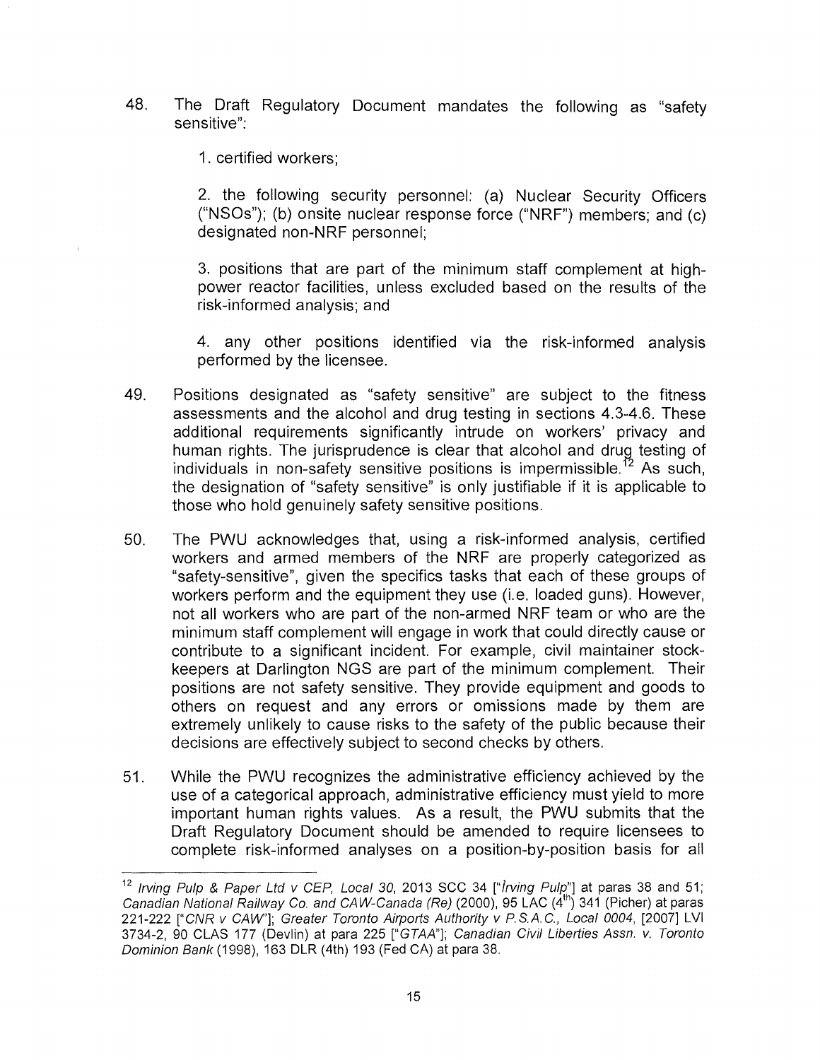48. The Draft Regulatory Document mandates the following as "safety sensitive":

    1. certified workers;

    2. the following security personnel: (a) Nuclear Security Officers ("NSOs"); (b) onsite nuclear response force ("NRF") members; and (c) designated non-NRF personnel;

    3. positions that are part of the minimum staff complement at high-power reactor facilities, unless excluded based on the results of the risk-informed analysis; and

    4. any other positions identified via the risk-informed analysis performed by the licensee.

49. Positions designated as "safety sensitive" are subject to the fitness assessments and the alcohol and drug testing in sections 4.3-4.6. These additional requirements significantly intrude on workers' privacy and human rights. The jurisprudence is clear that alcohol and drug testing of individuals in non-safety sensitive positions is impermissible.[12] As such, the designation of "safety sensitive" is only justifiable if it is applicable to those who hold genuinely safety sensitive positions.

50. The PWU acknowledges that, using a risk-informed analysis, certified workers and armed members of the NRF are properly categorized as "safety-sensitive", given the specifics tasks that each of these groups of workers perform and the equipment they use (i.e. loaded guns). However, not all workers who are part of the non-armed NRF team or who are the minimum staff complement will engage in work that could directly cause or contribute to a significant incident. For example, civil maintainer stock-keepers at Darlington NGS are part of the minimum complement. Their positions are not safety sensitive. They provide equipment and goods to others on request and any errors or omissions made by them are extremely unlikely to cause risks to the safety of the public because their decisions are effectively subject to second checks by others.

51. While the PWU recognizes the administrative efficiency achieved by the use of a categorical approach, administrative efficiency must yield to more important human rights values. As a result, the PWU submits that the Draft Regulatory Document should be amended to require licensees to complete risk-informed analyses on a position-by-position basis for all

---

[12] *Irving Pulp & Paper Ltd v CEP, Local 30*, 2013 SCC 34 ["*Irving Pulp*"] at paras 38 and 51; *Canadian National Railway Co. and CAW-Canada (Re)* (2000), 95 LAC (4th) 341 (Picher) at paras 221-222 ["*CNR v CAW*"]; *Greater Toronto Airports Authority v P.S.A.C., Local 0004*, [2007] LVI 3734-2, 90 CLAS 177 (Devlin) at para 225 ["*GTAA*"]; *Canadian Civil Liberties Assn. v. Toronto Dominion Bank* (1998), 163 DLR (4th) 193 (Fed CA) at para 38.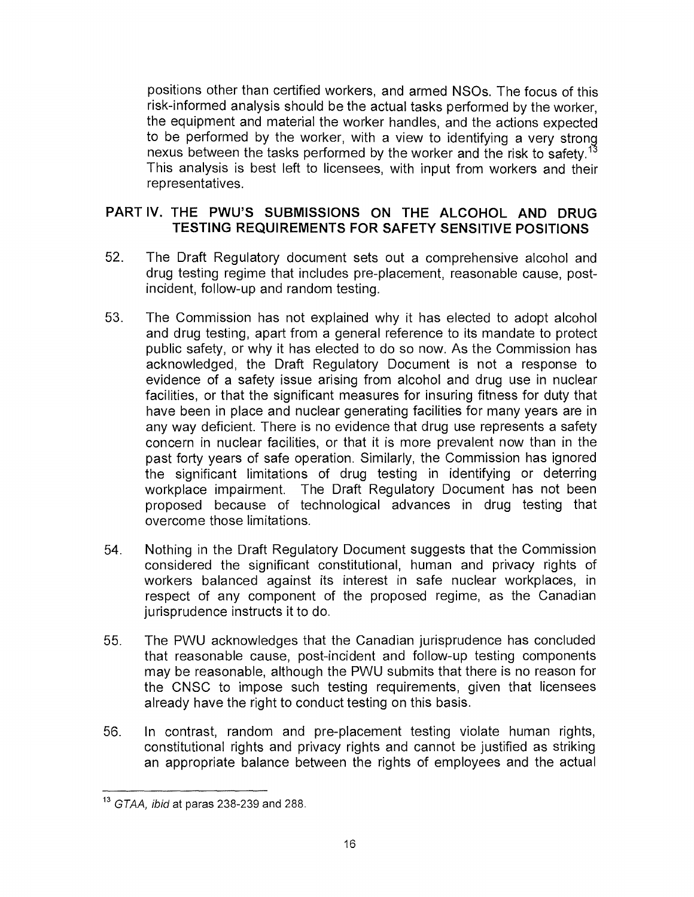positions other than certified workers, and armed NSOs. The focus of this risk-informed analysis should be the actual tasks performed by the worker, the equipment and material the worker handles, and the actions expected to be performed by the worker, with a view to identifying a very strong nexus between the tasks performed by the worker and the risk to safety.[13] This analysis is best left to licensees, with input from workers and their representatives.

## PART IV. THE PWU'S SUBMISSIONS ON THE ALCOHOL AND DRUG TESTING REQUIREMENTS FOR SAFETY SENSITIVE POSITIONS

52. The Draft Regulatory document sets out a comprehensive alcohol and drug testing regime that includes pre-placement, reasonable cause, post-incident, follow-up and random testing.

53. The Commission has not explained why it has elected to adopt alcohol and drug testing, apart from a general reference to its mandate to protect public safety, or why it has elected to do so now. As the Commission has acknowledged, the Draft Regulatory Document is not a response to evidence of a safety issue arising from alcohol and drug use in nuclear facilities, or that the significant measures for insuring fitness for duty that have been in place and nuclear generating facilities for many years are in any way deficient. There is no evidence that drug use represents a safety concern in nuclear facilities, or that it is more prevalent now than in the past forty years of safe operation. Similarly, the Commission has ignored the significant limitations of drug testing in identifying or deterring workplace impairment. The Draft Regulatory Document has not been proposed because of technological advances in drug testing that overcome those limitations.

54. Nothing in the Draft Regulatory Document suggests that the Commission considered the significant constitutional, human and privacy rights of workers balanced against its interest in safe nuclear workplaces, in respect of any component of the proposed regime, as the Canadian jurisprudence instructs it to do.

55. The PWU acknowledges that the Canadian jurisprudence has concluded that reasonable cause, post-incident and follow-up testing components may be reasonable, although the PWU submits that there is no reason for the CNSC to impose such testing requirements, given that licensees already have the right to conduct testing on this basis.

56. In contrast, random and pre-placement testing violate human rights, constitutional rights and privacy rights and cannot be justified as striking an appropriate balance between the rights of employees and the actual

---

[13] *GTAA, ibid* at paras 238-239 and 288.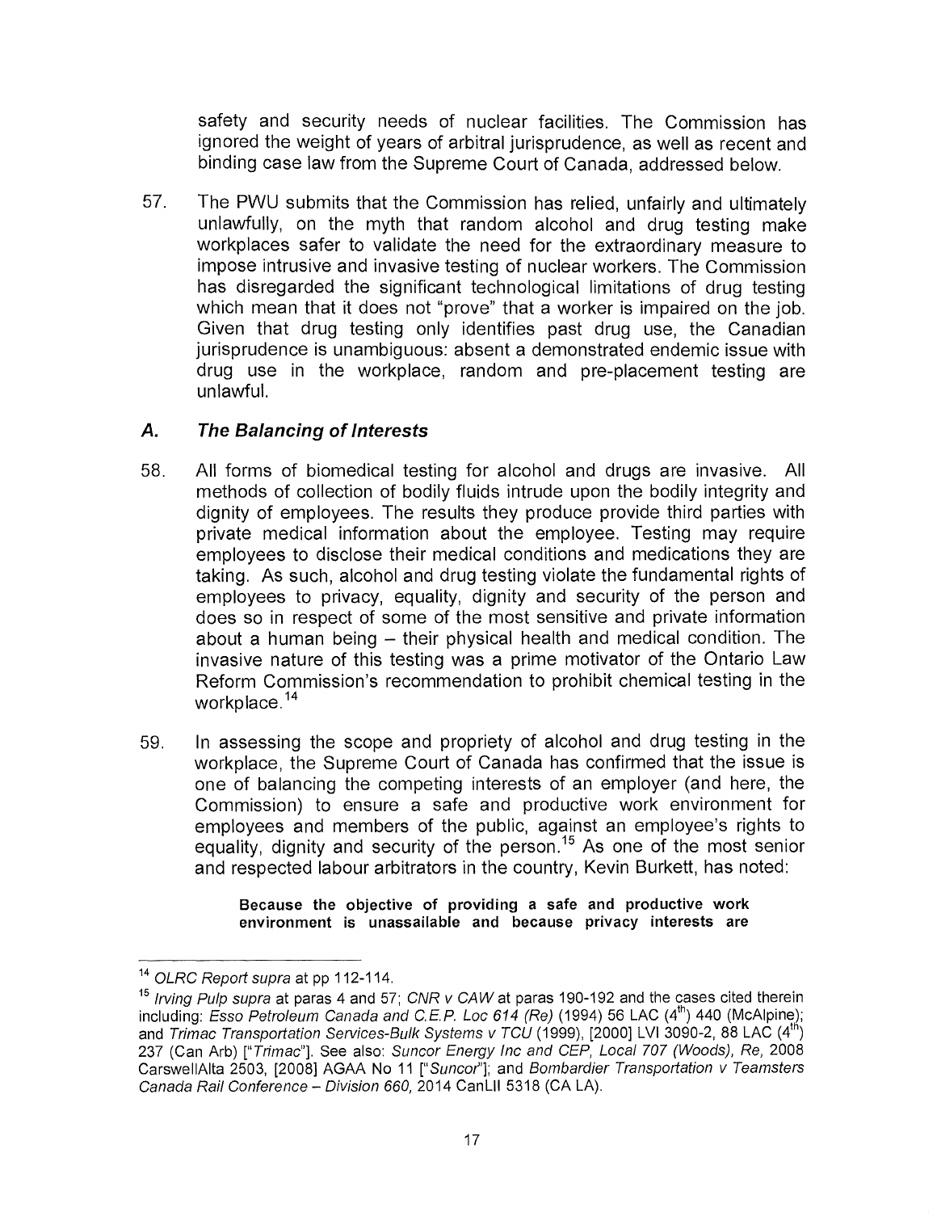safety and security needs of nuclear facilities. The Commission has ignored the weight of years of arbitral jurisprudence, as well as recent and binding case law from the Supreme Court of Canada, addressed below.

57. The PWU submits that the Commission has relied, unfairly and ultimately unlawfully, on the myth that random alcohol and drug testing make workplaces safer to validate the need for the extraordinary measure to impose intrusive and invasive testing of nuclear workers. The Commission has disregarded the significant technological limitations of drug testing which mean that it does not "prove" that a worker is impaired on the job. Given that drug testing only identifies past drug use, the Canadian jurisprudence is unambiguous: absent a demonstrated endemic issue with drug use in the workplace, random and pre-placement testing are unlawful.

### *A. The Balancing of Interests*

58. All forms of biomedical testing for alcohol and drugs are invasive. All methods of collection of bodily fluids intrude upon the bodily integrity and dignity of employees. The results they produce provide third parties with private medical information about the employee. Testing may require employees to disclose their medical conditions and medications they are taking. As such, alcohol and drug testing violate the fundamental rights of employees to privacy, equality, dignity and security of the person and does so in respect of some of the most sensitive and private information about a human being – their physical health and medical condition. The invasive nature of this testing was a prime motivator of the Ontario Law Reform Commission's recommendation to prohibit chemical testing in the workplace.[14]

59. In assessing the scope and propriety of alcohol and drug testing in the workplace, the Supreme Court of Canada has confirmed that the issue is one of balancing the competing interests of an employer (and here, the Commission) to ensure a safe and productive work environment for employees and members of the public, against an employee's rights to equality, dignity and security of the person.[15] As one of the most senior and respected labour arbitrators in the country, Kevin Burkett, has noted:

> **Because the objective of providing a safe and productive work environment is unassailable and because privacy interests are**

---

[14] *OLRC Report supra* at pp 112-114.

[15] *Irving Pulp supra* at paras 4 and 57; *CNR v CAW* at paras 190-192 and the cases cited therein including: *Esso Petroleum Canada and C.E.P. Loc 614 (Re)* (1994) 56 LAC (4th) 440 (McAlpine); and *Trimac Transportation Services-Bulk Systems v TCU* (1999), [2000] LVI 3090-2, 88 LAC (4th) 237 (Can Arb) ["*Trimac*"]. See also: *Suncor Energy Inc and CEP, Local 707 (Woods), Re,* 2008 CarswellAlta 2503, [2008] AGAA No 11 ["*Suncor*"]; and *Bombardier Transportation v Teamsters Canada Rail Conference – Division 660,* 2014 CanLII 5318 (CA LA).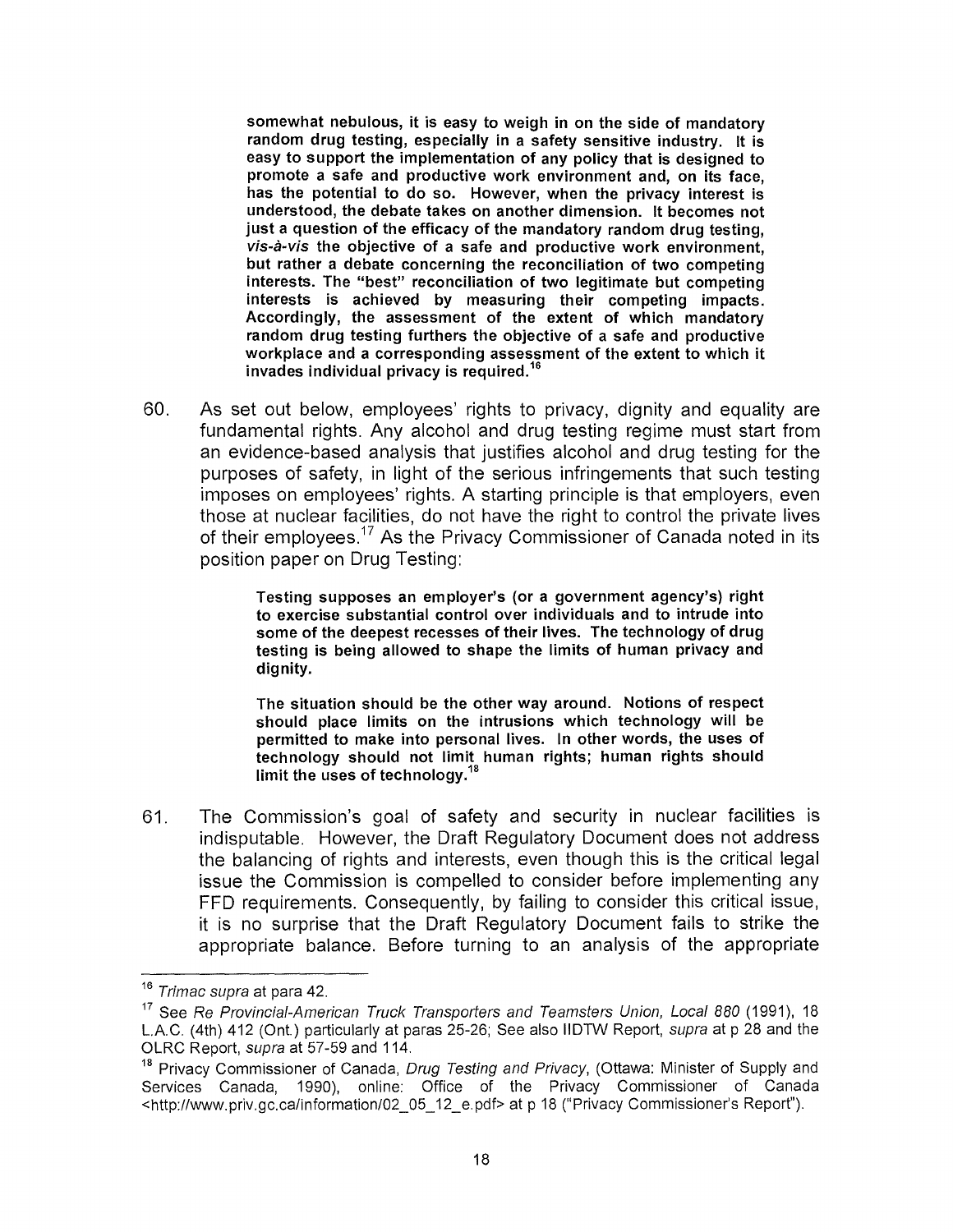> **somewhat nebulous, it is easy to weigh in on the side of mandatory random drug testing, especially in a safety sensitive industry. It is easy to support the implementation of any policy that is designed to promote a safe and productive work environment and, on its face, has the potential to do so. However, when the privacy interest is understood, the debate takes on another dimension. It becomes not just a question of the efficacy of the mandatory random drug testing, *vis-à-vis* the objective of a safe and productive work environment, but rather a debate concerning the reconciliation of two competing interests. The "best" reconciliation of two legitimate but competing interests is achieved by measuring their competing impacts. Accordingly, the assessment of the extent of which mandatory random drug testing furthers the objective of a safe and productive workplace and a corresponding assessment of the extent to which it invades individual privacy is required.**[16]

60. As set out below, employees' rights to privacy, dignity and equality are fundamental rights. Any alcohol and drug testing regime must start from an evidence-based analysis that justifies alcohol and drug testing for the purposes of safety, in light of the serious infringements that such testing imposes on employees' rights. A starting principle is that employers, even those at nuclear facilities, do not have the right to control the private lives of their employees.[17] As the Privacy Commissioner of Canada noted in its position paper on Drug Testing:

> **Testing supposes an employer's (or a government agency's) right to exercise substantial control over individuals and to intrude into some of the deepest recesses of their lives. The technology of drug testing is being allowed to shape the limits of human privacy and dignity.**
>
> **The situation should be the other way around. Notions of respect should place limits on the intrusions which technology will be permitted to make into personal lives. In other words, the uses of technology should not limit human rights; human rights should limit the uses of technology.**[18]

61. The Commission's goal of safety and security in nuclear facilities is indisputable. However, the Draft Regulatory Document does not address the balancing of rights and interests, even though this is the critical legal issue the Commission is compelled to consider before implementing any FFD requirements. Consequently, by failing to consider this critical issue, it is no surprise that the Draft Regulatory Document fails to strike the appropriate balance. Before turning to an analysis of the appropriate

---

[16] *Trimac supra* at para 42.

[17] See *Re Provincial-American Truck Transporters and Teamsters Union, Local 880* (1991), 18 L.A.C. (4th) 412 (Ont.) particularly at paras 25-26; See also IIDTW Report, *supra* at p 28 and the OLRC Report, *supra* at 57-59 and 114.

[18] Privacy Commissioner of Canada, *Drug Testing and Privacy*, (Ottawa: Minister of Supply and Services Canada, 1990), online: Office of the Privacy Commissioner of Canada <http://www.priv.gc.ca/information/02_05_12_e.pdf> at p 18 ("Privacy Commissioner's Report").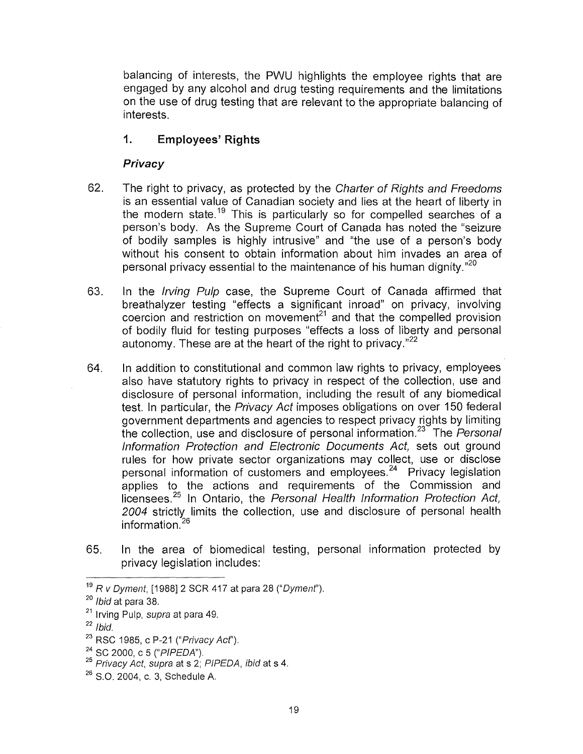balancing of interests, the PWU highlights the employee rights that are engaged by any alcohol and drug testing requirements and the limitations on the use of drug testing that are relevant to the appropriate balancing of interests.

### 1. Employees' Rights

#### *Privacy*

62. The right to privacy, as protected by the *Charter of Rights and Freedoms* is an essential value of Canadian society and lies at the heart of liberty in the modern state.[19] This is particularly so for compelled searches of a person's body. As the Supreme Court of Canada has noted the "seizure of bodily samples is highly intrusive" and "the use of a person's body without his consent to obtain information about him invades an area of personal privacy essential to the maintenance of his human dignity."[20]

63. In the *Irving Pulp* case, the Supreme Court of Canada affirmed that breathalyzer testing "effects a significant inroad" on privacy, involving coercion and restriction on movement[21] and that the compelled provision of bodily fluid for testing purposes "effects a loss of liberty and personal autonomy. These are at the heart of the right to privacy."[22]

64. In addition to constitutional and common law rights to privacy, employees also have statutory rights to privacy in respect of the collection, use and disclosure of personal information, including the result of any biomedical test. In particular, the *Privacy Act* imposes obligations on over 150 federal government departments and agencies to respect privacy rights by limiting the collection, use and disclosure of personal information.[23] The *Personal Information Protection and Electronic Documents Act,* sets out ground rules for how private sector organizations may collect, use or disclose personal information of customers and employees.[24] Privacy legislation applies to the actions and requirements of the Commission and licensees.[25] In Ontario, the *Personal Health Information Protection Act, 2004* strictly limits the collection, use and disclosure of personal health information.[26]

65. In the area of biomedical testing, personal information protected by privacy legislation includes:

---

[19] *R v Dyment*, [1988] 2 SCR 417 at para 28 ("*Dyment*").

[20] *Ibid* at para 38.

[21] Irving Pulp, *supra* at para 49.

[22] *Ibid.*

[23] RSC 1985, c P-21 ("*Privacy Act*").

[24] SC 2000, c 5 ("*PIPEDA*").

[25] *Privacy Act, supra* at s 2; *PIPEDA, ibid* at s 4.

[26] S.O. 2004, c. 3, Schedule A.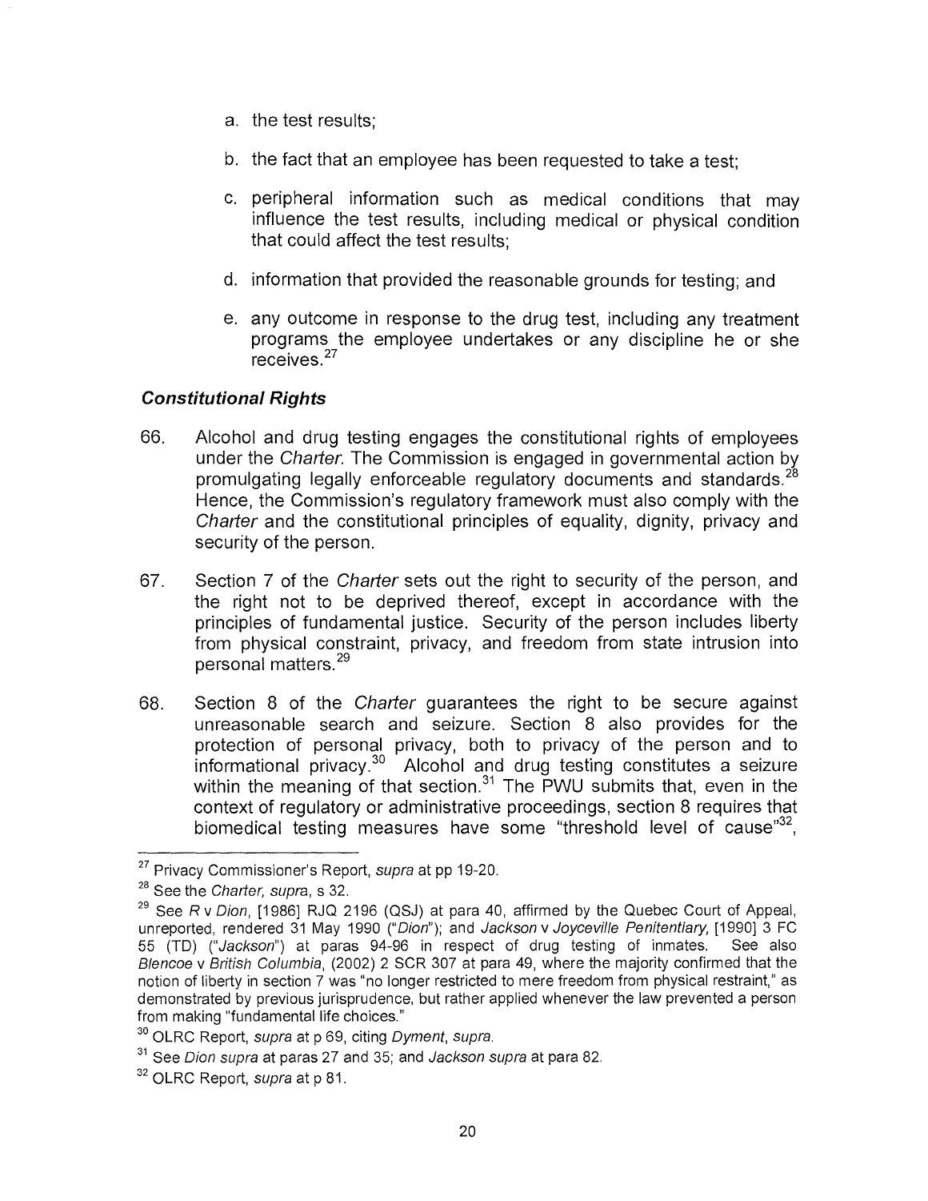a. the test results;

b. the fact that an employee has been requested to take a test;

c. peripheral information such as medical conditions that may influence the test results, including medical or physical condition that could affect the test results;

d. information that provided the reasonable grounds for testing; and

e. any outcome in response to the drug test, including any treatment programs the employee undertakes or any discipline he or she receives.[27]

***Constitutional Rights***

66. Alcohol and drug testing engages the constitutional rights of employees under the *Charter*. The Commission is engaged in governmental action by promulgating legally enforceable regulatory documents and standards.[28] Hence, the Commission's regulatory framework must also comply with the *Charter* and the constitutional principles of equality, dignity, privacy and security of the person.

67. Section 7 of the *Charter* sets out the right to security of the person, and the right not to be deprived thereof, except in accordance with the principles of fundamental justice. Security of the person includes liberty from physical constraint, privacy, and freedom from state intrusion into personal matters.[29]

68. Section 8 of the *Charter* guarantees the right to be secure against unreasonable search and seizure. Section 8 also provides for the protection of personal privacy, both to privacy of the person and to informational privacy.[30] Alcohol and drug testing constitutes a seizure within the meaning of that section.[31] The PWU submits that, even in the context of regulatory or administrative proceedings, section 8 requires that biomedical testing measures have some "threshold level of cause"[32],

---

[27] Privacy Commissioner's Report, *supra* at pp 19-20.

[28] See the *Charter, supra*, s 32.

[29] See *R* v *Dion*, [1986] RJQ 2196 (QSJ) at para 40, affirmed by the Quebec Court of Appeal, unreported, rendered 31 May 1990 ("*Dion*"); and *Jackson* v *Joyceville Penitentiary*, [1990] 3 FC 55 (TD) ("*Jackson*") at paras 94-96 in respect of drug testing of inmates. See also *Blencoe* v *British Columbia*, (2002) 2 SCR 307 at para 49, where the majority confirmed that the notion of liberty in section 7 was "no longer restricted to mere freedom from physical restraint," as demonstrated by previous jurisprudence, but rather applied whenever the law prevented a person from making "fundamental life choices."

[30] OLRC Report, *supra* at p 69, citing *Dyment*, *supra*.

[31] See *Dion supra* at paras 27 and 35; and *Jackson supra* at para 82.

[32] OLRC Report, *supra* at p 81.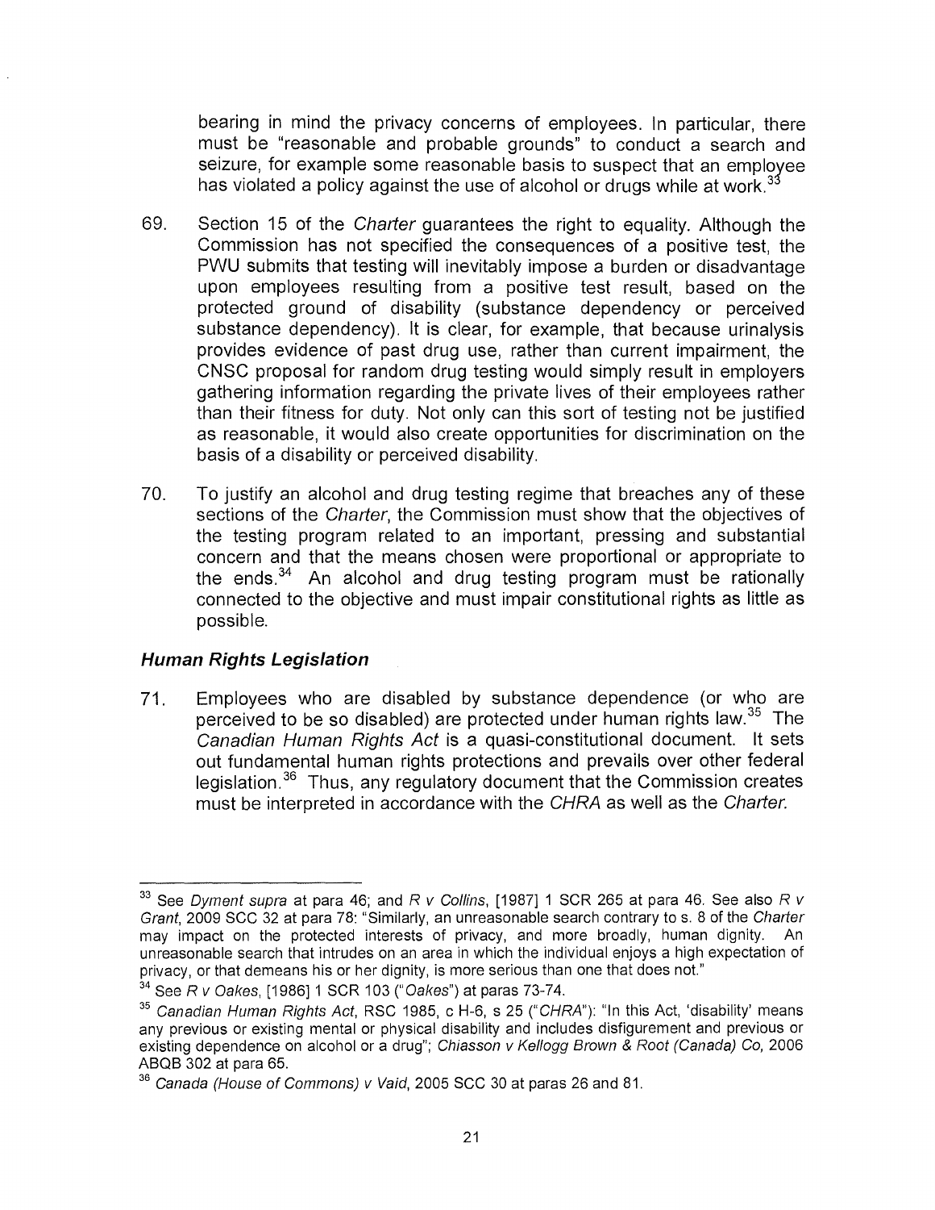bearing in mind the privacy concerns of employees. In particular, there must be "reasonable and probable grounds" to conduct a search and seizure, for example some reasonable basis to suspect that an employee has violated a policy against the use of alcohol or drugs while at work.[33]

69. Section 15 of the *Charter* guarantees the right to equality. Although the Commission has not specified the consequences of a positive test, the PWU submits that testing will inevitably impose a burden or disadvantage upon employees resulting from a positive test result, based on the protected ground of disability (substance dependency or perceived substance dependency). It is clear, for example, that because urinalysis provides evidence of past drug use, rather than current impairment, the CNSC proposal for random drug testing would simply result in employers gathering information regarding the private lives of their employees rather than their fitness for duty. Not only can this sort of testing not be justified as reasonable, it would also create opportunities for discrimination on the basis of a disability or perceived disability.

70. To justify an alcohol and drug testing regime that breaches any of these sections of the *Charter*, the Commission must show that the objectives of the testing program related to an important, pressing and substantial concern and that the means chosen were proportional or appropriate to the ends.[34] An alcohol and drug testing program must be rationally connected to the objective and must impair constitutional rights as little as possible.

### *Human Rights Legislation*

71. Employees who are disabled by substance dependence (or who are perceived to be so disabled) are protected under human rights law.[35] The *Canadian Human Rights Act* is a quasi-constitutional document. It sets out fundamental human rights protections and prevails over other federal legislation.[36] Thus, any regulatory document that the Commission creates must be interpreted in accordance with the *CHRA* as well as the *Charter.*

---

[33] See *Dyment supra* at para 46; and *R v Collins*, [1987] 1 SCR 265 at para 46. See also *R v Grant*, 2009 SCC 32 at para 78: "Similarly, an unreasonable search contrary to s. 8 of the *Charter* may impact on the protected interests of privacy, and more broadly, human dignity. An unreasonable search that intrudes on an area in which the individual enjoys a high expectation of privacy, or that demeans his or her dignity, is more serious than one that does not."

[34] See *R v Oakes*, [1986] 1 SCR 103 ("*Oakes*") at paras 73-74.

[35] *Canadian Human Rights Act*, RSC 1985, c H-6, s 25 ("*CHRA*"): "In this Act, 'disability' means any previous or existing mental or physical disability and includes disfigurement and previous or existing dependence on alcohol or a drug"; *Chiasson v Kellogg Brown & Root (Canada) Co*, 2006 ABQB 302 at para 65.

[36] *Canada (House of Commons) v Vaid*, 2005 SCC 30 at paras 26 and 81.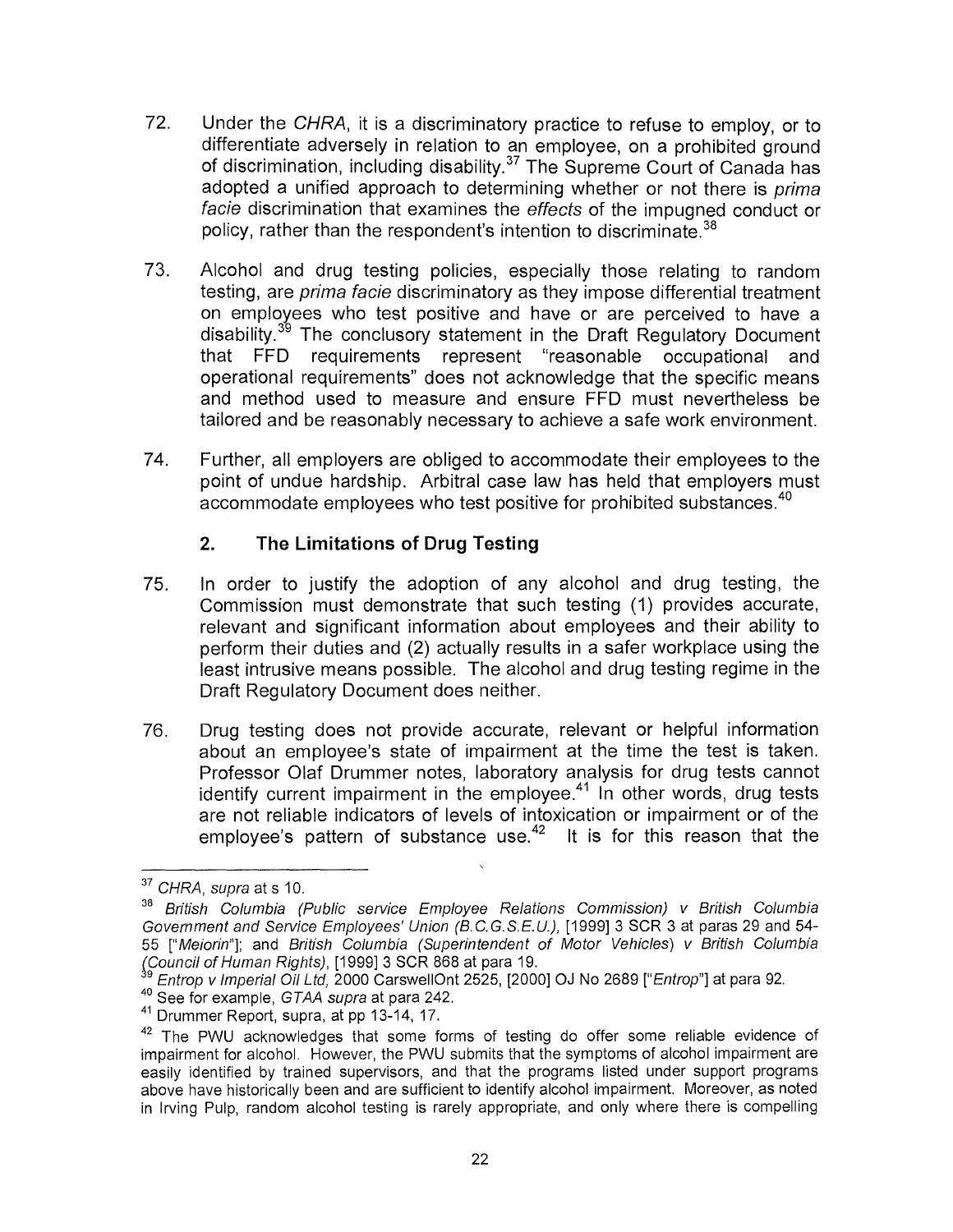72. Under the *CHRA*, it is a discriminatory practice to refuse to employ, or to differentiate adversely in relation to an employee, on a prohibited ground of discrimination, including disability.[37] The Supreme Court of Canada has adopted a unified approach to determining whether or not there is *prima facie* discrimination that examines the *effects* of the impugned conduct or policy, rather than the respondent's intention to discriminate.[38]

73. Alcohol and drug testing policies, especially those relating to random testing, are *prima facie* discriminatory as they impose differential treatment on employees who test positive and have or are perceived to have a disability.[39] The conclusory statement in the Draft Regulatory Document that FFD requirements represent "reasonable occupational and operational requirements" does not acknowledge that the specific means and method used to measure and ensure FFD must nevertheless be tailored and be reasonably necessary to achieve a safe work environment.

74. Further, all employers are obliged to accommodate their employees to the point of undue hardship. Arbitral case law has held that employers must accommodate employees who test positive for prohibited substances.[40]

### 2. The Limitations of Drug Testing

75. In order to justify the adoption of any alcohol and drug testing, the Commission must demonstrate that such testing (1) provides accurate, relevant and significant information about employees and their ability to perform their duties and (2) actually results in a safer workplace using the least intrusive means possible. The alcohol and drug testing regime in the Draft Regulatory Document does neither.

76. Drug testing does not provide accurate, relevant or helpful information about an employee's state of impairment at the time the test is taken. Professor Olaf Drummer notes, laboratory analysis for drug tests cannot identify current impairment in the employee.[41] In other words, drug tests are not reliable indicators of levels of intoxication or impairment or of the employee's pattern of substance use.[42] It is for this reason that the

---

[37] *CHRA*, *supra* at s 10.

[38] *British Columbia (Public service Employee Relations Commission) v British Columbia Government and Service Employees' Union (B.C.G.S.E.U.)*, [1999] 3 SCR 3 at paras 29 and 54-55 ["*Meiorin*"]; and *British Columbia (Superintendent of Motor Vehicles) v British Columbia (Council of Human Rights)*, [1999] 3 SCR 868 at para 19.

[39] *Entrop v Imperial Oil Ltd*, 2000 CarswellOnt 2525, [2000] OJ No 2689 ["*Entrop*"] at para 92.

[40] See for example, *GTAA supra* at para 242.

[41] Drummer Report, supra, at pp 13-14, 17.

[42] The PWU acknowledges that some forms of testing do offer some reliable evidence of impairment for alcohol. However, the PWU submits that the symptoms of alcohol impairment are easily identified by trained supervisors, and that the programs listed under support programs above have historically been and are sufficient to identify alcohol impairment. Moreover, as noted in Irving Pulp, random alcohol testing is rarely appropriate, and only where there is compelling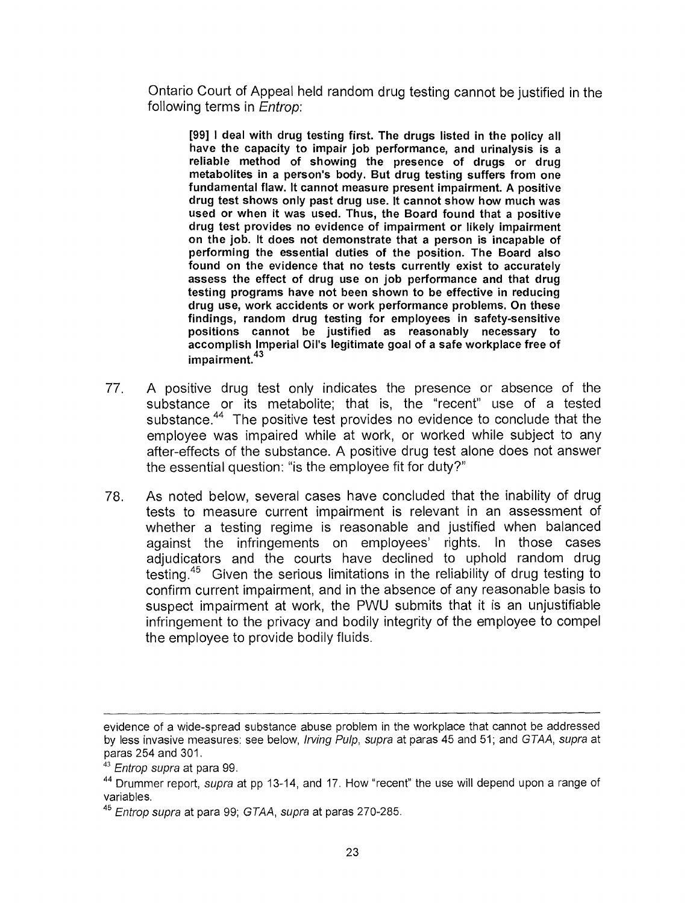Ontario Court of Appeal held random drug testing cannot be justified in the following terms in *Entrop*:

> **[99] I deal with drug testing first. The drugs listed in the policy all have the capacity to impair job performance, and urinalysis is a reliable method of showing the presence of drugs or drug metabolites in a person's body. But drug testing suffers from one fundamental flaw. It cannot measure present impairment. A positive drug test shows only past drug use. It cannot show how much was used or when it was used. Thus, the Board found that a positive drug test provides no evidence of impairment or likely impairment on the job. It does not demonstrate that a person is incapable of performing the essential duties of the position. The Board also found on the evidence that no tests currently exist to accurately assess the effect of drug use on job performance and that drug testing programs have not been shown to be effective in reducing drug use, work accidents or work performance problems. On these findings, random drug testing for employees in safety-sensitive positions cannot be justified as reasonably necessary to accomplish Imperial Oil's legitimate goal of a safe workplace free of impairment.**[43]

77. A positive drug test only indicates the presence or absence of the substance or its metabolite; that is, the "recent" use of a tested substance.[44] The positive test provides no evidence to conclude that the employee was impaired while at work, or worked while subject to any after-effects of the substance. A positive drug test alone does not answer the essential question: "is the employee fit for duty?"

78. As noted below, several cases have concluded that the inability of drug tests to measure current impairment is relevant in an assessment of whether a testing regime is reasonable and justified when balanced against the infringements on employees' rights. In those cases adjudicators and the courts have declined to uphold random drug testing.[45] Given the serious limitations in the reliability of drug testing to confirm current impairment, and in the absence of any reasonable basis to suspect impairment at work, the PWU submits that it is an unjustifiable infringement to the privacy and bodily integrity of the employee to compel the employee to provide bodily fluids.

---

evidence of a wide-spread substance abuse problem in the workplace that cannot be addressed by less invasive measures: see below, *Irving Pulp*, *supra* at paras 45 and 51; and *GTAA*, *supra* at paras 254 and 301.

[43] *Entrop supra* at para 99.

[44] Drummer report, *supra* at pp 13-14, and 17. How "recent" the use will depend upon a range of variables.

[45] *Entrop supra* at para 99; *GTAA*, *supra* at paras 270-285.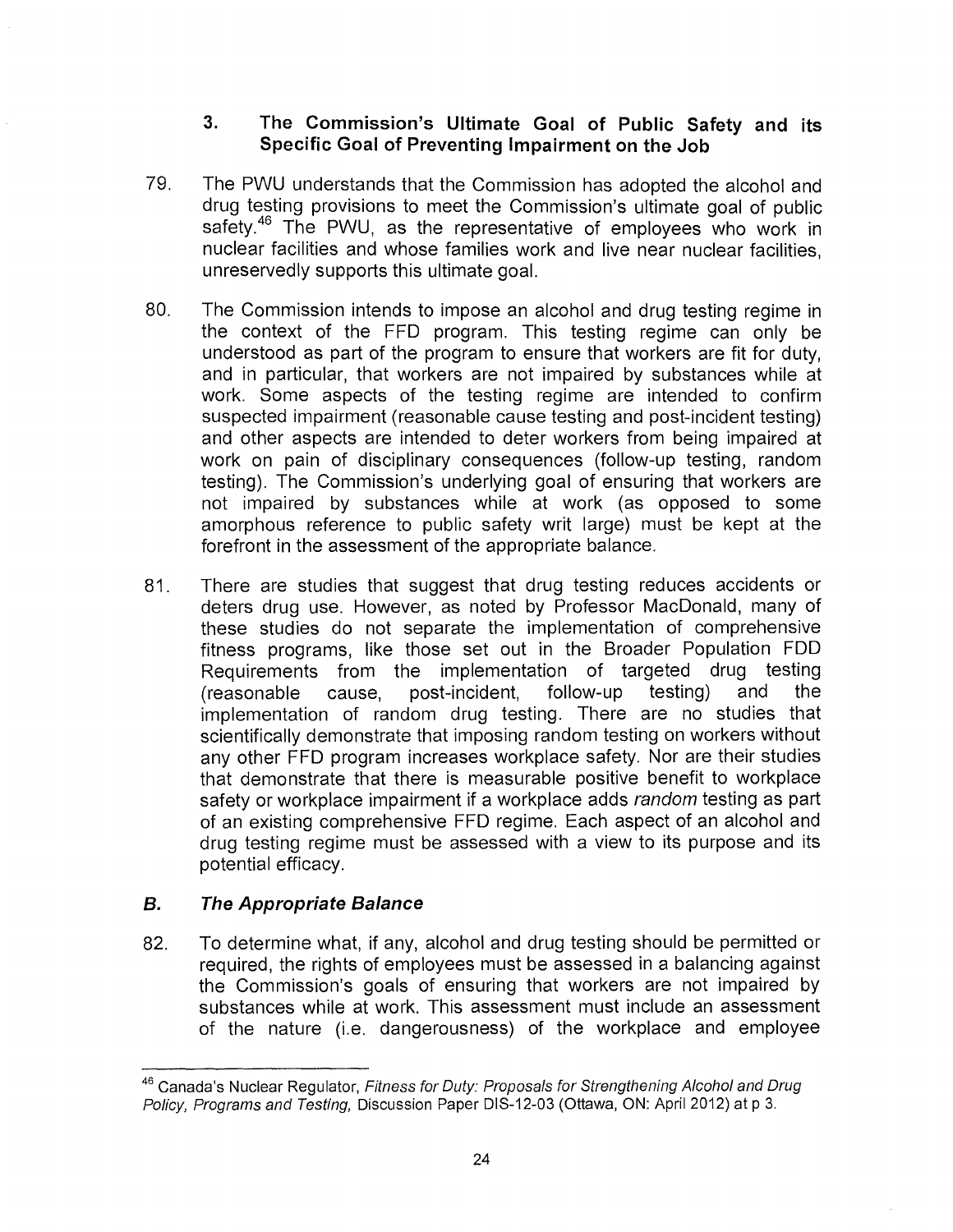### 3. The Commission's Ultimate Goal of Public Safety and its Specific Goal of Preventing Impairment on the Job

79. The PWU understands that the Commission has adopted the alcohol and drug testing provisions to meet the Commission's ultimate goal of public safety.[46] The PWU, as the representative of employees who work in nuclear facilities and whose families work and live near nuclear facilities, unreservedly supports this ultimate goal.

80. The Commission intends to impose an alcohol and drug testing regime in the context of the FFD program. This testing regime can only be understood as part of the program to ensure that workers are fit for duty, and in particular, that workers are not impaired by substances while at work. Some aspects of the testing regime are intended to confirm suspected impairment (reasonable cause testing and post-incident testing) and other aspects are intended to deter workers from being impaired at work on pain of disciplinary consequences (follow-up testing, random testing). The Commission's underlying goal of ensuring that workers are not impaired by substances while at work (as opposed to some amorphous reference to public safety writ large) must be kept at the forefront in the assessment of the appropriate balance.

81. There are studies that suggest that drug testing reduces accidents or deters drug use. However, as noted by Professor MacDonald, many of these studies do not separate the implementation of comprehensive fitness programs, like those set out in the Broader Population FDD Requirements from the implementation of targeted drug testing (reasonable cause, post-incident, follow-up testing) and the implementation of random drug testing. There are no studies that scientifically demonstrate that imposing random testing on workers without any other FFD program increases workplace safety. Nor are their studies that demonstrate that there is measurable positive benefit to workplace safety or workplace impairment if a workplace adds *random* testing as part of an existing comprehensive FFD regime. Each aspect of an alcohol and drug testing regime must be assessed with a view to its purpose and its potential efficacy.

## *B. The Appropriate Balance*

82. To determine what, if any, alcohol and drug testing should be permitted or required, the rights of employees must be assessed in a balancing against the Commission's goals of ensuring that workers are not impaired by substances while at work. This assessment must include an assessment of the nature (i.e. dangerousness) of the workplace and employee

---

[46] Canada's Nuclear Regulator, *Fitness for Duty: Proposals for Strengthening Alcohol and Drug Policy, Programs and Testing,* Discussion Paper DIS-12-03 (Ottawa, ON: April 2012) at p 3.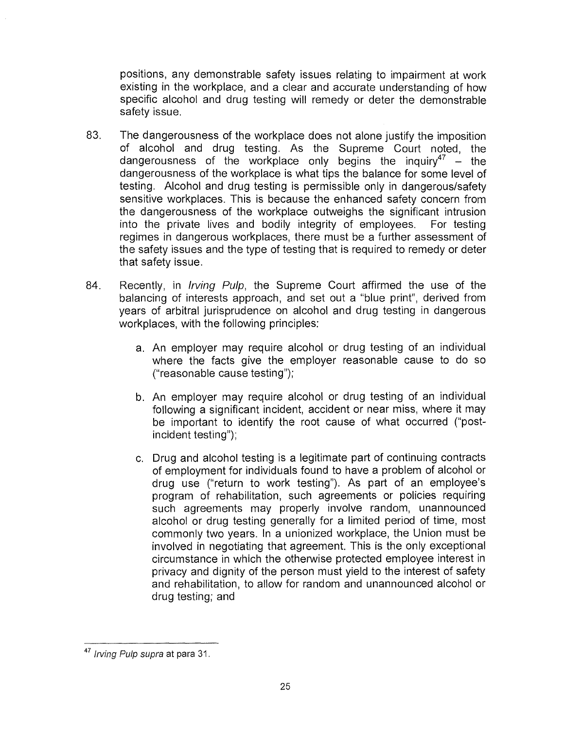positions, any demonstrable safety issues relating to impairment at work existing in the workplace, and a clear and accurate understanding of how specific alcohol and drug testing will remedy or deter the demonstrable safety issue.

83. The dangerousness of the workplace does not alone justify the imposition of alcohol and drug testing. As the Supreme Court noted, the dangerousness of the workplace only begins the inquiry[47] – the dangerousness of the workplace is what tips the balance for some level of testing. Alcohol and drug testing is permissible only in dangerous/safety sensitive workplaces. This is because the enhanced safety concern from the dangerousness of the workplace outweighs the significant intrusion into the private lives and bodily integrity of employees. For testing regimes in dangerous workplaces, there must be a further assessment of the safety issues and the type of testing that is required to remedy or deter that safety issue.

84. Recently, in *Irving Pulp*, the Supreme Court affirmed the use of the balancing of interests approach, and set out a "blue print", derived from years of arbitral jurisprudence on alcohol and drug testing in dangerous workplaces, with the following principles:

   a. An employer may require alcohol or drug testing of an individual where the facts give the employer reasonable cause to do so ("reasonable cause testing");

   b. An employer may require alcohol or drug testing of an individual following a significant incident, accident or near miss, where it may be important to identify the root cause of what occurred ("post-incident testing");

   c. Drug and alcohol testing is a legitimate part of continuing contracts of employment for individuals found to have a problem of alcohol or drug use ("return to work testing"). As part of an employee's program of rehabilitation, such agreements or policies requiring such agreements may properly involve random, unannounced alcohol or drug testing generally for a limited period of time, most commonly two years. In a unionized workplace, the Union must be involved in negotiating that agreement. This is the only exceptional circumstance in which the otherwise protected employee interest in privacy and dignity of the person must yield to the interest of safety and rehabilitation, to allow for random and unannounced alcohol or drug testing; and

---

[47] *Irving Pulp supra* at para 31.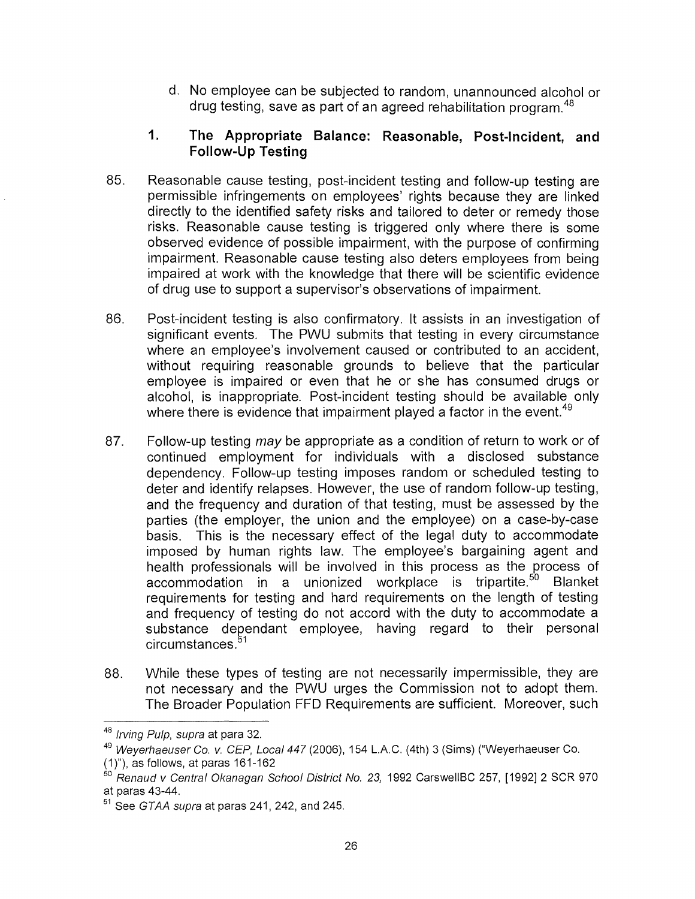d. No employee can be subjected to random, unannounced alcohol or drug testing, save as part of an agreed rehabilitation program.[48]

### 1. The Appropriate Balance: Reasonable, Post-Incident, and Follow-Up Testing

85. Reasonable cause testing, post-incident testing and follow-up testing are permissible infringements on employees' rights because they are linked directly to the identified safety risks and tailored to deter or remedy those risks. Reasonable cause testing is triggered only where there is some observed evidence of possible impairment, with the purpose of confirming impairment. Reasonable cause testing also deters employees from being impaired at work with the knowledge that there will be scientific evidence of drug use to support a supervisor's observations of impairment.

86. Post-incident testing is also confirmatory. It assists in an investigation of significant events. The PWU submits that testing in every circumstance where an employee's involvement caused or contributed to an accident, without requiring reasonable grounds to believe that the particular employee is impaired or even that he or she has consumed drugs or alcohol, is inappropriate. Post-incident testing should be available only where there is evidence that impairment played a factor in the event.[49]

87. Follow-up testing *may* be appropriate as a condition of return to work or of continued employment for individuals with a disclosed substance dependency. Follow-up testing imposes random or scheduled testing to deter and identify relapses. However, the use of random follow-up testing, and the frequency and duration of that testing, must be assessed by the parties (the employer, the union and the employee) on a case-by-case basis. This is the necessary effect of the legal duty to accommodate imposed by human rights law. The employee's bargaining agent and health professionals will be involved in this process as the process of accommodation in a unionized workplace is tripartite.[50] Blanket requirements for testing and hard requirements on the length of testing and frequency of testing do not accord with the duty to accommodate a substance dependant employee, having regard to their personal circumstances.[51]

88. While these types of testing are not necessarily impermissible, they are not necessary and the PWU urges the Commission not to adopt them. The Broader Population FFD Requirements are sufficient. Moreover, such

---

[48] *Irving Pulp*, *supra* at para 32.

[49] *Weyerhaeuser Co. v. CEP, Local 447* (2006), 154 L.A.C. (4th) 3 (Sims) ("Weyerhaeuser Co. (1)"), as follows, at paras 161-162

[50] *Renaud v Central Okanagan School District No. 23,* 1992 CarswellBC 257, [1992] 2 SCR 970 at paras 43-44.

[51] See *GTAA supra* at paras 241, 242, and 245.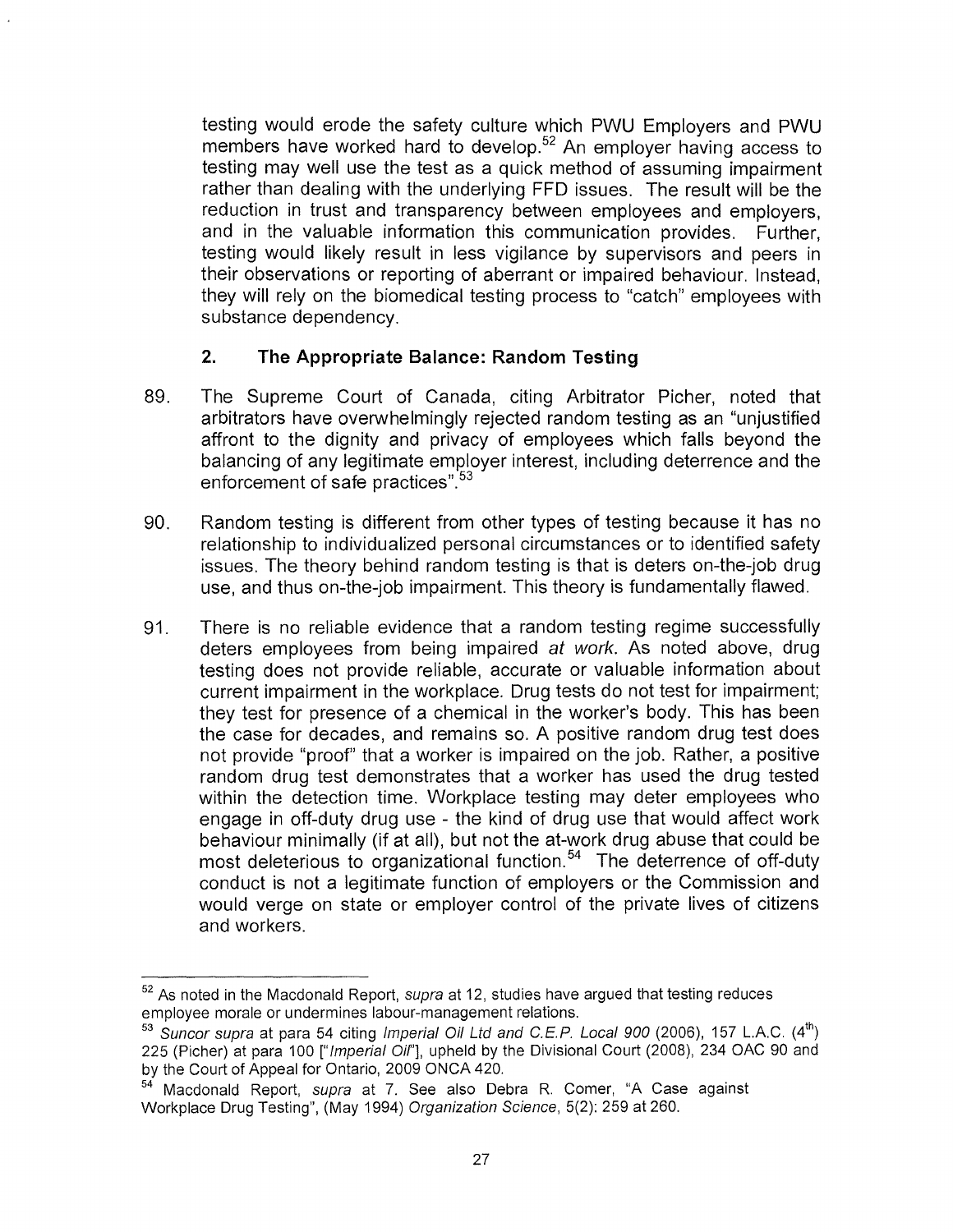testing would erode the safety culture which PWU Employers and PWU members have worked hard to develop.[52] An employer having access to testing may well use the test as a quick method of assuming impairment rather than dealing with the underlying FFD issues. The result will be the reduction in trust and transparency between employees and employers, and in the valuable information this communication provides. Further, testing would likely result in less vigilance by supervisors and peers in their observations or reporting of aberrant or impaired behaviour. Instead, they will rely on the biomedical testing process to "catch" employees with substance dependency.

### 2. The Appropriate Balance: Random Testing

89. The Supreme Court of Canada, citing Arbitrator Picher, noted that arbitrators have overwhelmingly rejected random testing as an "unjustified affront to the dignity and privacy of employees which falls beyond the balancing of any legitimate employer interest, including deterrence and the enforcement of safe practices".[53]

90. Random testing is different from other types of testing because it has no relationship to individualized personal circumstances or to identified safety issues. The theory behind random testing is that is deters on-the-job drug use, and thus on-the-job impairment. This theory is fundamentally flawed.

91. There is no reliable evidence that a random testing regime successfully deters employees from being impaired *at work*. As noted above, drug testing does not provide reliable, accurate or valuable information about current impairment in the workplace. Drug tests do not test for impairment; they test for presence of a chemical in the worker's body. This has been the case for decades, and remains so. A positive random drug test does not provide "proof" that a worker is impaired on the job. Rather, a positive random drug test demonstrates that a worker has used the drug tested within the detection time. Workplace testing may deter employees who engage in off-duty drug use - the kind of drug use that would affect work behaviour minimally (if at all), but not the at-work drug abuse that could be most deleterious to organizational function.[54] The deterrence of off-duty conduct is not a legitimate function of employers or the Commission and would verge on state or employer control of the private lives of citizens and workers.

---

[52] As noted in the Macdonald Report, *supra* at 12, studies have argued that testing reduces employee morale or undermines labour-management relations.

[53] *Suncor supra* at para 54 citing *Imperial Oil Ltd and C.E.P. Local 900* (2006), 157 L.A.C. (4th) 225 (Picher) at para 100 ["*Imperial Oil*"], upheld by the Divisional Court (2008), 234 OAC 90 and by the Court of Appeal for Ontario, 2009 ONCA 420.

[54] Macdonald Report, *supra* at 7. See also Debra R. Comer, "A Case against Workplace Drug Testing", (May 1994) *Organization Science*, 5(2): 259 at 260.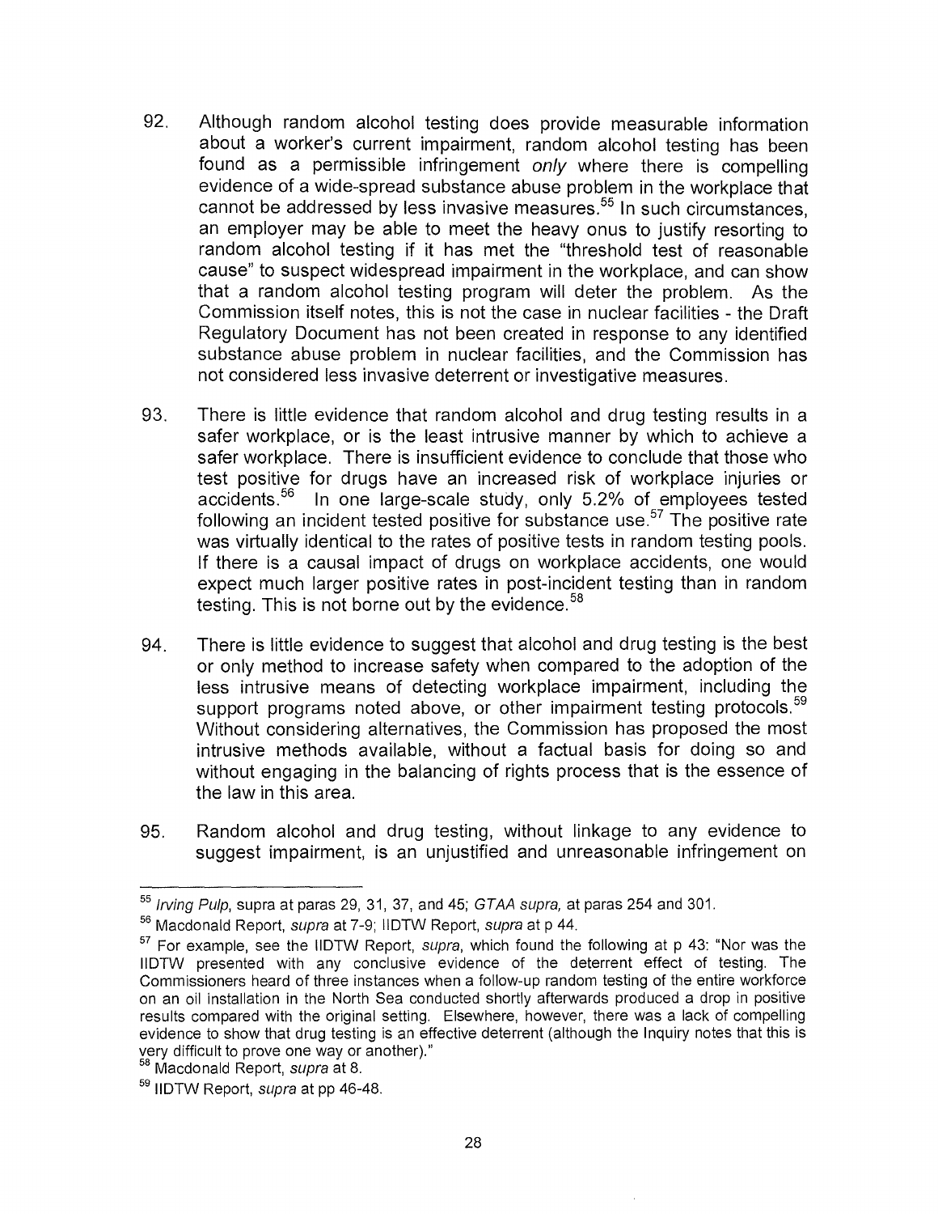92. Although random alcohol testing does provide measurable information about a worker's current impairment, random alcohol testing has been found as a permissible infringement *only* where there is compelling evidence of a wide-spread substance abuse problem in the workplace that cannot be addressed by less invasive measures.[55] In such circumstances, an employer may be able to meet the heavy onus to justify resorting to random alcohol testing if it has met the "threshold test of reasonable cause" to suspect widespread impairment in the workplace, and can show that a random alcohol testing program will deter the problem. As the Commission itself notes, this is not the case in nuclear facilities - the Draft Regulatory Document has not been created in response to any identified substance abuse problem in nuclear facilities, and the Commission has not considered less invasive deterrent or investigative measures.

93. There is little evidence that random alcohol and drug testing results in a safer workplace, or is the least intrusive manner by which to achieve a safer workplace. There is insufficient evidence to conclude that those who test positive for drugs have an increased risk of workplace injuries or accidents.[56] In one large-scale study, only 5.2% of employees tested following an incident tested positive for substance use.[57] The positive rate was virtually identical to the rates of positive tests in random testing pools. If there is a causal impact of drugs on workplace accidents, one would expect much larger positive rates in post-incident testing than in random testing. This is not borne out by the evidence.[58]

94. There is little evidence to suggest that alcohol and drug testing is the best or only method to increase safety when compared to the adoption of the less intrusive means of detecting workplace impairment, including the support programs noted above, or other impairment testing protocols.[59] Without considering alternatives, the Commission has proposed the most intrusive methods available, without a factual basis for doing so and without engaging in the balancing of rights process that is the essence of the law in this area.

95. Random alcohol and drug testing, without linkage to any evidence to suggest impairment, is an unjustified and unreasonable infringement on

---

[55] *Irving Pulp*, supra at paras 29, 31, 37, and 45; *GTAA supra*, at paras 254 and 301.

[56] Macdonald Report, *supra* at 7-9; IIDTW Report, *supra* at p 44.

[57] For example, see the IIDTW Report, *supra*, which found the following at p 43: "Nor was the IIDTW presented with any conclusive evidence of the deterrent effect of testing. The Commissioners heard of three instances when a follow-up random testing of the entire workforce on an oil installation in the North Sea conducted shortly afterwards produced a drop in positive results compared with the original setting. Elsewhere, however, there was a lack of compelling evidence to show that drug testing is an effective deterrent (although the Inquiry notes that this is very difficult to prove one way or another)."

[58] Macdonald Report, *supra* at 8.

[59] IIDTW Report, *supra* at pp 46-48.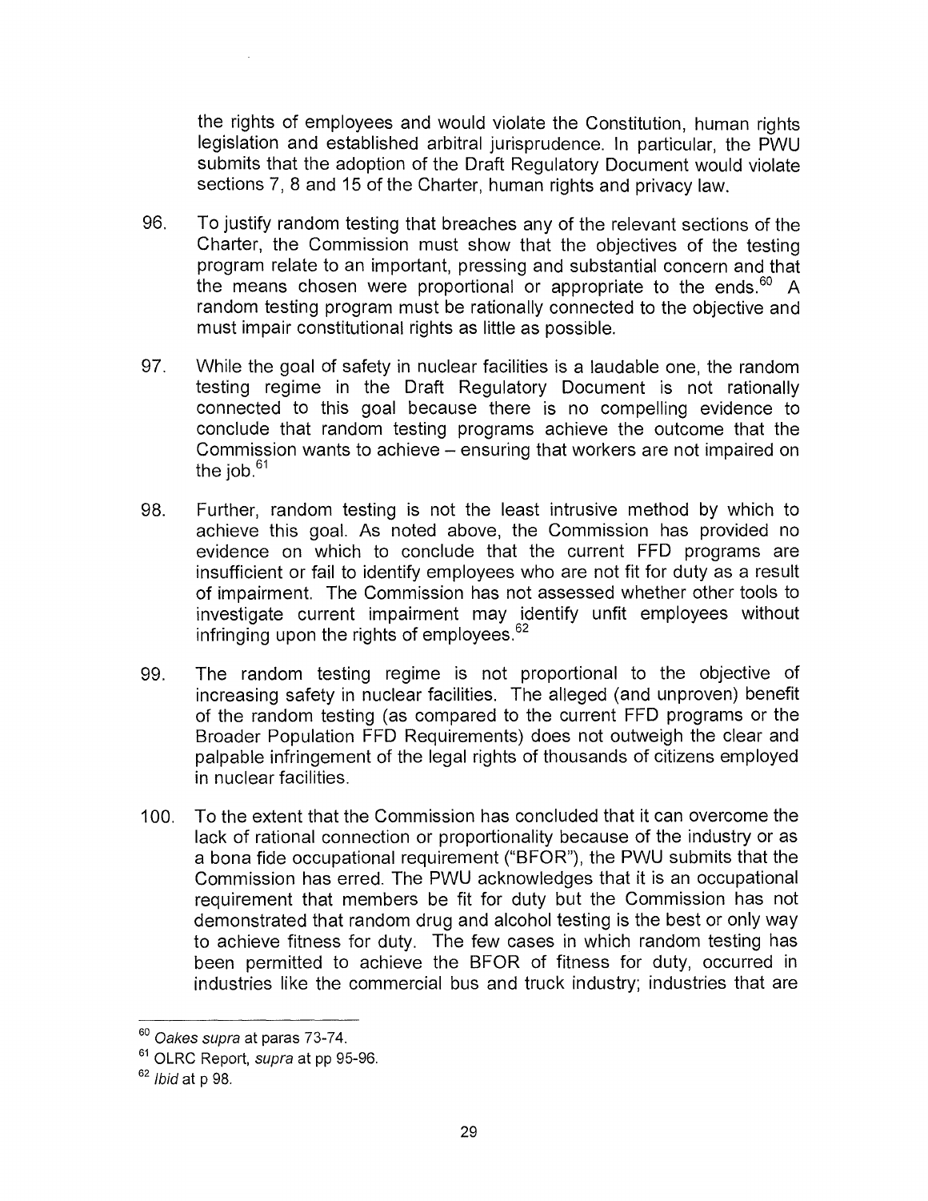the rights of employees and would violate the Constitution, human rights legislation and established arbitral jurisprudence. In particular, the PWU submits that the adoption of the Draft Regulatory Document would violate sections 7, 8 and 15 of the Charter, human rights and privacy law.

96. To justify random testing that breaches any of the relevant sections of the Charter, the Commission must show that the objectives of the testing program relate to an important, pressing and substantial concern and that the means chosen were proportional or appropriate to the ends.[60] A random testing program must be rationally connected to the objective and must impair constitutional rights as little as possible.

97. While the goal of safety in nuclear facilities is a laudable one, the random testing regime in the Draft Regulatory Document is not rationally connected to this goal because there is no compelling evidence to conclude that random testing programs achieve the outcome that the Commission wants to achieve – ensuring that workers are not impaired on the job.[61]

98. Further, random testing is not the least intrusive method by which to achieve this goal. As noted above, the Commission has provided no evidence on which to conclude that the current FFD programs are insufficient or fail to identify employees who are not fit for duty as a result of impairment. The Commission has not assessed whether other tools to investigate current impairment may identify unfit employees without infringing upon the rights of employees.[62]

99. The random testing regime is not proportional to the objective of increasing safety in nuclear facilities. The alleged (and unproven) benefit of the random testing (as compared to the current FFD programs or the Broader Population FFD Requirements) does not outweigh the clear and palpable infringement of the legal rights of thousands of citizens employed in nuclear facilities.

100. To the extent that the Commission has concluded that it can overcome the lack of rational connection or proportionality because of the industry or as a bona fide occupational requirement ("BFOR"), the PWU submits that the Commission has erred. The PWU acknowledges that it is an occupational requirement that members be fit for duty but the Commission has not demonstrated that random drug and alcohol testing is the best or only way to achieve fitness for duty. The few cases in which random testing has been permitted to achieve the BFOR of fitness for duty, occurred in industries like the commercial bus and truck industry; industries that are

---

[60] *Oakes supra* at paras 73-74.

[61] OLRC Report, *supra* at pp 95-96.

[62] *Ibid* at p 98.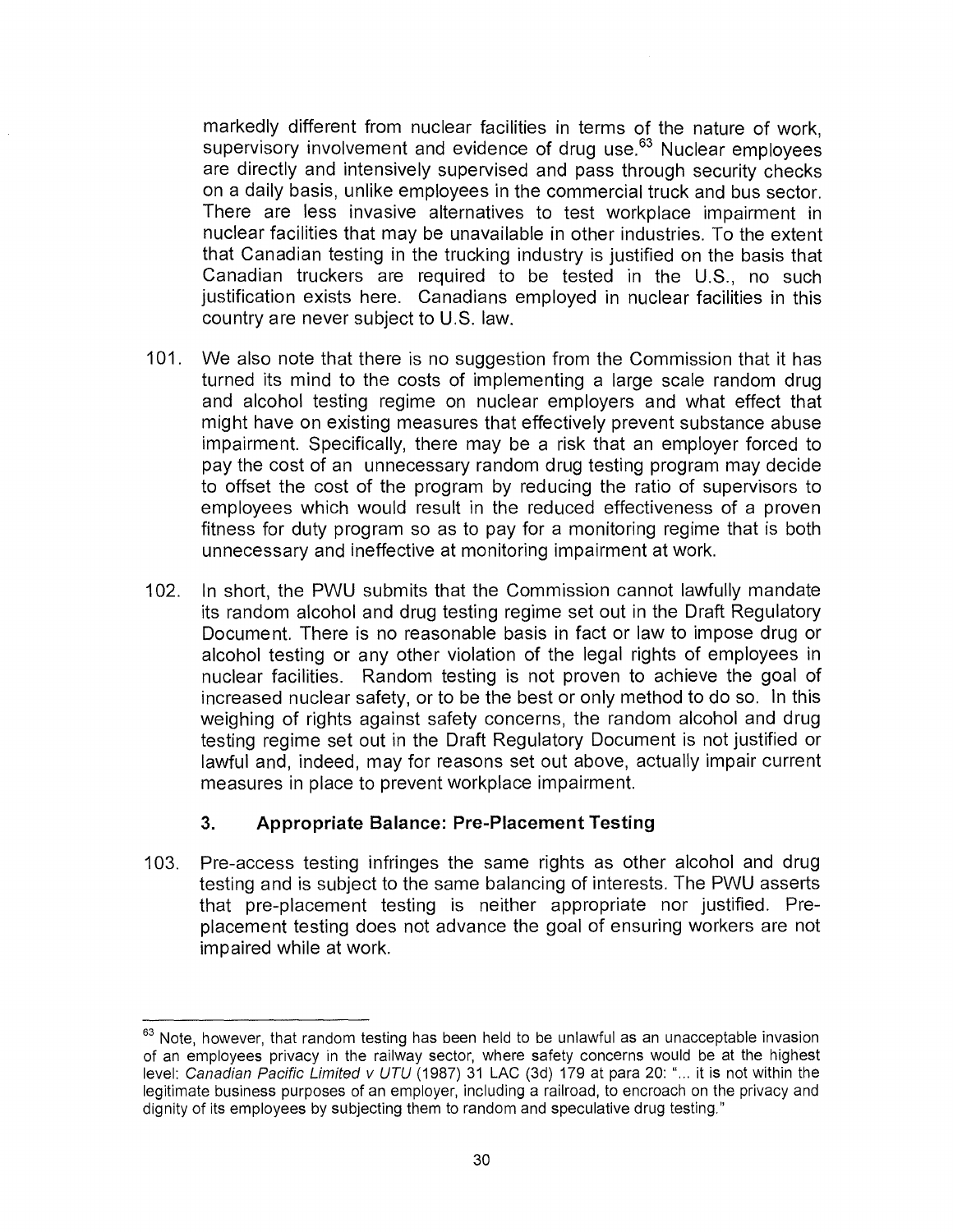markedly different from nuclear facilities in terms of the nature of work, supervisory involvement and evidence of drug use.[63] Nuclear employees are directly and intensively supervised and pass through security checks on a daily basis, unlike employees in the commercial truck and bus sector. There are less invasive alternatives to test workplace impairment in nuclear facilities that may be unavailable in other industries. To the extent that Canadian testing in the trucking industry is justified on the basis that Canadian truckers are required to be tested in the U.S., no such justification exists here. Canadians employed in nuclear facilities in this country are never subject to U.S. law.

101. We also note that there is no suggestion from the Commission that it has turned its mind to the costs of implementing a large scale random drug and alcohol testing regime on nuclear employers and what effect that might have on existing measures that effectively prevent substance abuse impairment. Specifically, there may be a risk that an employer forced to pay the cost of an unnecessary random drug testing program may decide to offset the cost of the program by reducing the ratio of supervisors to employees which would result in the reduced effectiveness of a proven fitness for duty program so as to pay for a monitoring regime that is both unnecessary and ineffective at monitoring impairment at work.

102. In short, the PWU submits that the Commission cannot lawfully mandate its random alcohol and drug testing regime set out in the Draft Regulatory Document. There is no reasonable basis in fact or law to impose drug or alcohol testing or any other violation of the legal rights of employees in nuclear facilities. Random testing is not proven to achieve the goal of increased nuclear safety, or to be the best or only method to do so. In this weighing of rights against safety concerns, the random alcohol and drug testing regime set out in the Draft Regulatory Document is not justified or lawful and, indeed, may for reasons set out above, actually impair current measures in place to prevent workplace impairment.

### 3. Appropriate Balance: Pre-Placement Testing

103. Pre-access testing infringes the same rights as other alcohol and drug testing and is subject to the same balancing of interests. The PWU asserts that pre-placement testing is neither appropriate nor justified. Pre-placement testing does not advance the goal of ensuring workers are not impaired while at work.

---

[63] Note, however, that random testing has been held to be unlawful as an unacceptable invasion of an employees privacy in the railway sector, where safety concerns would be at the highest level: *Canadian Pacific Limited v UTU* (1987) 31 LAC (3d) 179 at para 20: "... it is not within the legitimate business purposes of an employer, including a railroad, to encroach on the privacy and dignity of its employees by subjecting them to random and speculative drug testing."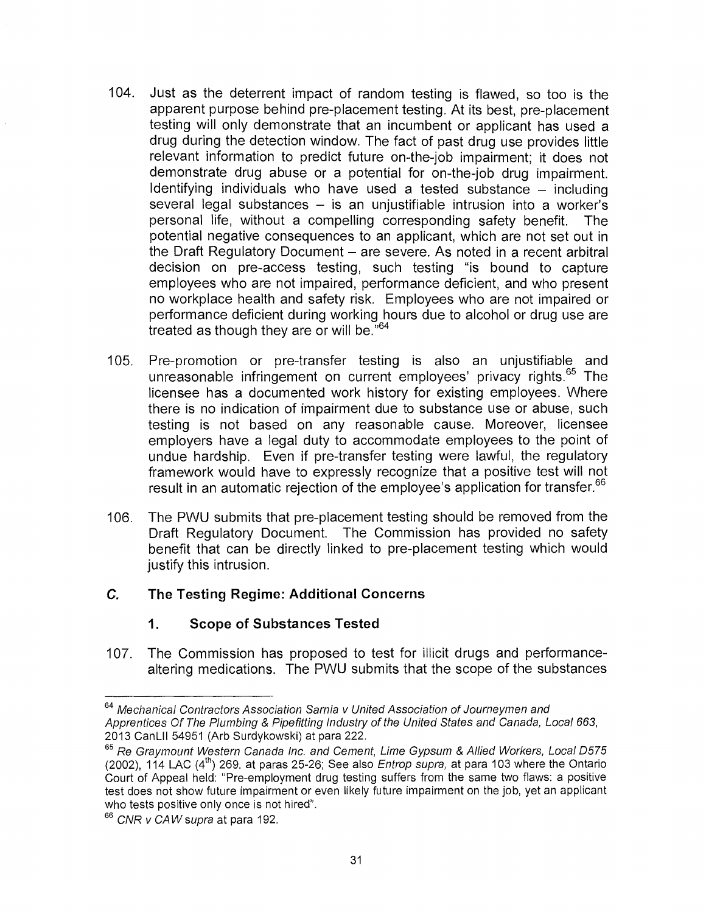104. Just as the deterrent impact of random testing is flawed, so too is the apparent purpose behind pre-placement testing. At its best, pre-placement testing will only demonstrate that an incumbent or applicant has used a drug during the detection window. The fact of past drug use provides little relevant information to predict future on-the-job impairment; it does not demonstrate drug abuse or a potential for on-the-job drug impairment. Identifying individuals who have used a tested substance – including several legal substances – is an unjustifiable intrusion into a worker's personal life, without a compelling corresponding safety benefit. The potential negative consequences to an applicant, which are not set out in the Draft Regulatory Document – are severe. As noted in a recent arbitral decision on pre-access testing, such testing "is bound to capture employees who are not impaired, performance deficient, and who present no workplace health and safety risk. Employees who are not impaired or performance deficient during working hours due to alcohol or drug use are treated as though they are or will be."[64]

105. Pre-promotion or pre-transfer testing is also an unjustifiable and unreasonable infringement on current employees' privacy rights.[65] The licensee has a documented work history for existing employees. Where there is no indication of impairment due to substance use or abuse, such testing is not based on any reasonable cause. Moreover, licensee employers have a legal duty to accommodate employees to the point of undue hardship. Even if pre-transfer testing were lawful, the regulatory framework would have to expressly recognize that a positive test will not result in an automatic rejection of the employee's application for transfer.[66]

106. The PWU submits that pre-placement testing should be removed from the Draft Regulatory Document. The Commission has provided no safety benefit that can be directly linked to pre-placement testing which would justify this intrusion.

### *C.* The Testing Regime: Additional Concerns

#### 1. Scope of Substances Tested

107. The Commission has proposed to test for illicit drugs and performance-altering medications. The PWU submits that the scope of the substances

---

[64] *Mechanical Contractors Association Sarnia v United Association of Journeymen and Apprentices Of The Plumbing & Pipefitting Industry of the United States and Canada, Local 663*, 2013 CanLII 54951 (Arb Surdykowski) at para 222.

[65] *Re Graymount Western Canada Inc. and Cement, Lime Gypsum & Allied Workers, Local D575* (2002), 114 LAC (4th) 269. at paras 25-26; See also *Entrop supra*, at para 103 where the Ontario Court of Appeal held: "Pre-employment drug testing suffers from the same two flaws: a positive test does not show future impairment or even likely future impairment on the job, yet an applicant who tests positive only once is not hired".

[66] *CNR v CAW supra* at para 192.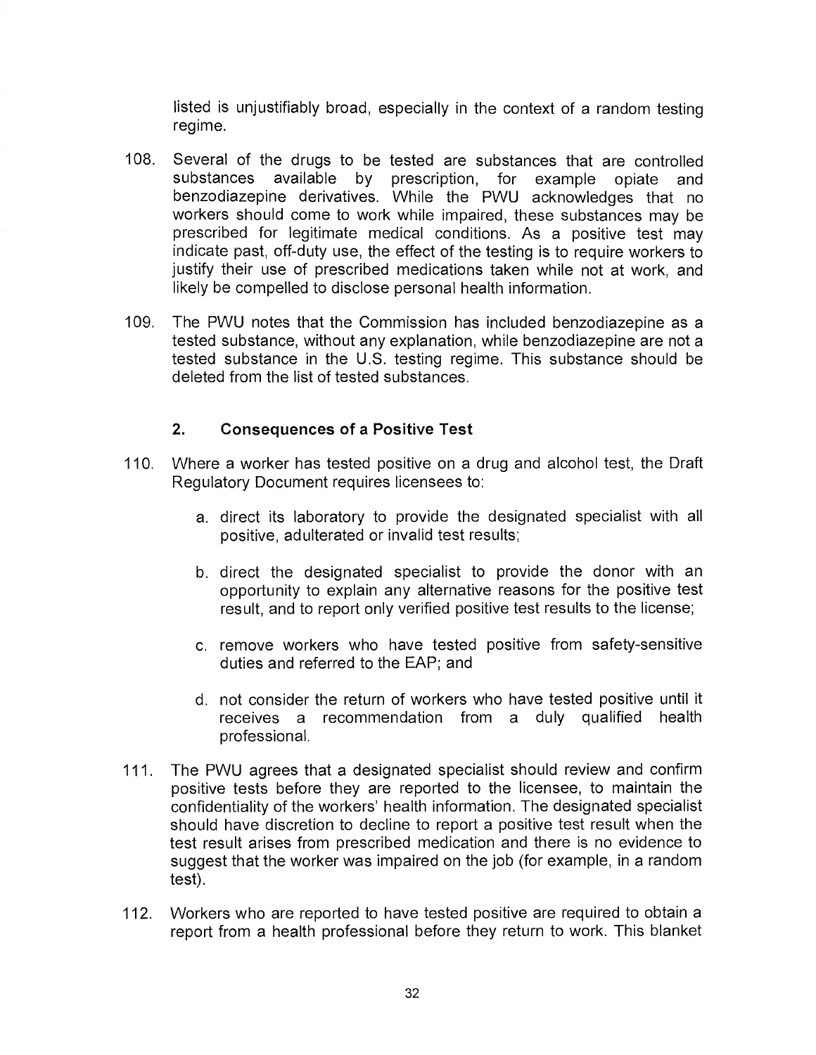listed is unjustifiably broad, especially in the context of a random testing regime.

108. Several of the drugs to be tested are substances that are controlled substances available by prescription, for example opiate and benzodiazepine derivatives. While the PWU acknowledges that no workers should come to work while impaired, these substances may be prescribed for legitimate medical conditions. As a positive test may indicate past, off-duty use, the effect of the testing is to require workers to justify their use of prescribed medications taken while not at work, and likely be compelled to disclose personal health information.

109. The PWU notes that the Commission has included benzodiazepine as a tested substance, without any explanation, while benzodiazepine are not a tested substance in the U.S. testing regime. This substance should be deleted from the list of tested substances.

### 2. Consequences of a Positive Test

110. Where a worker has tested positive on a drug and alcohol test, the Draft Regulatory Document requires licensees to:

    a. direct its laboratory to provide the designated specialist with all positive, adulterated or invalid test results;

    b. direct the designated specialist to provide the donor with an opportunity to explain any alternative reasons for the positive test result, and to report only verified positive test results to the license;

    c. remove workers who have tested positive from safety-sensitive duties and referred to the EAP; and

    d. not consider the return of workers who have tested positive until it receives a recommendation from a duly qualified health professional.

111. The PWU agrees that a designated specialist should review and confirm positive tests before they are reported to the licensee, to maintain the confidentiality of the workers' health information. The designated specialist should have discretion to decline to report a positive test result when the test result arises from prescribed medication and there is no evidence to suggest that the worker was impaired on the job (for example, in a random test).

112. Workers who are reported to have tested positive are required to obtain a report from a health professional before they return to work. This blanket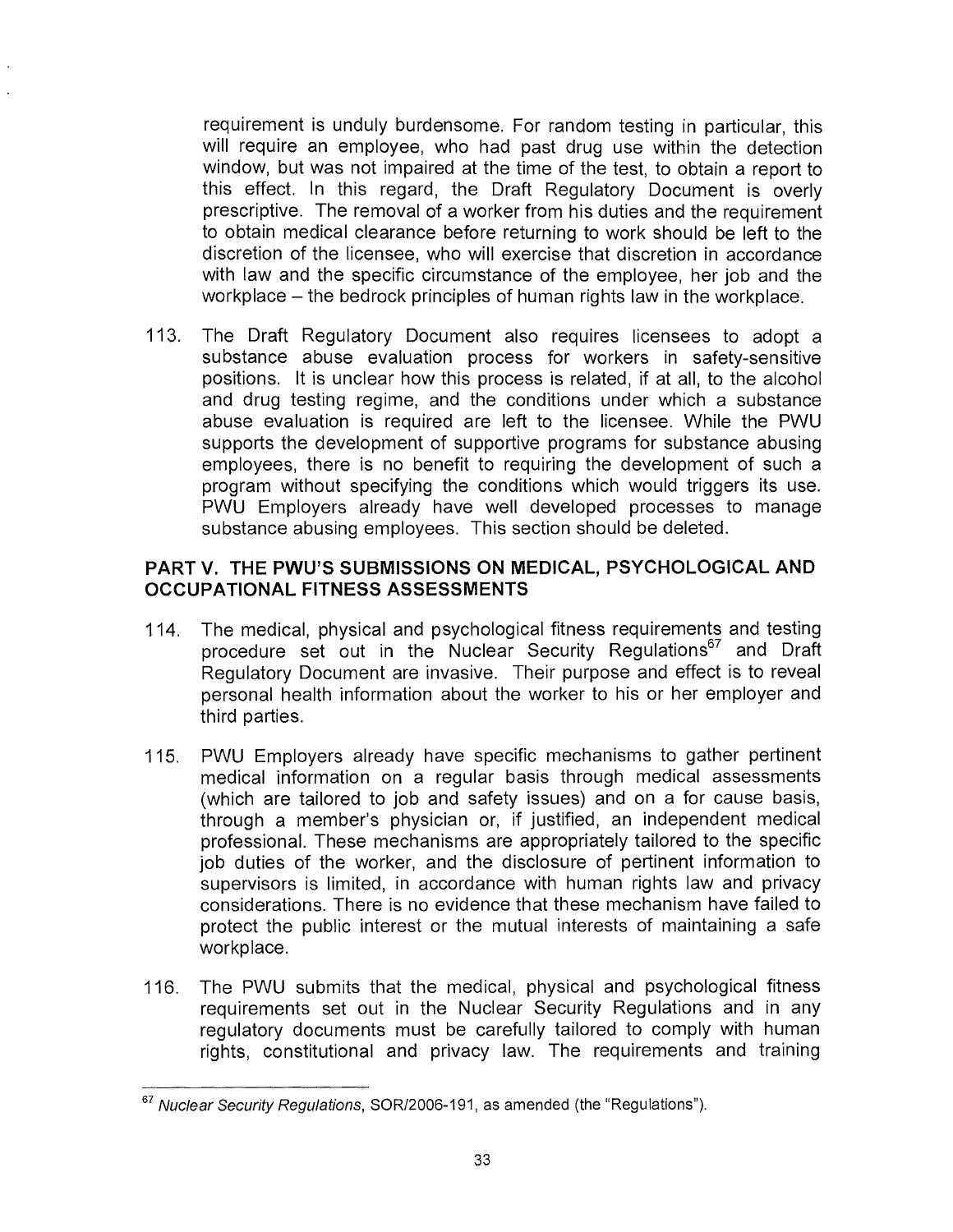requirement is unduly burdensome. For random testing in particular, this will require an employee, who had past drug use within the detection window, but was not impaired at the time of the test, to obtain a report to this effect. In this regard, the Draft Regulatory Document is overly prescriptive. The removal of a worker from his duties and the requirement to obtain medical clearance before returning to work should be left to the discretion of the licensee, who will exercise that discretion in accordance with law and the specific circumstance of the employee, her job and the workplace – the bedrock principles of human rights law in the workplace.

113. The Draft Regulatory Document also requires licensees to adopt a substance abuse evaluation process for workers in safety-sensitive positions. It is unclear how this process is related, if at all, to the alcohol and drug testing regime, and the conditions under which a substance abuse evaluation is required are left to the licensee. While the PWU supports the development of supportive programs for substance abusing employees, there is no benefit to requiring the development of such a program without specifying the conditions which would triggers its use. PWU Employers already have well developed processes to manage substance abusing employees. This section should be deleted.

## PART V. THE PWU'S SUBMISSIONS ON MEDICAL, PSYCHOLOGICAL AND OCCUPATIONAL FITNESS ASSESSMENTS

114. The medical, physical and psychological fitness requirements and testing procedure set out in the Nuclear Security Regulations[67] and Draft Regulatory Document are invasive. Their purpose and effect is to reveal personal health information about the worker to his or her employer and third parties.

115. PWU Employers already have specific mechanisms to gather pertinent medical information on a regular basis through medical assessments (which are tailored to job and safety issues) and on a for cause basis, through a member's physician or, if justified, an independent medical professional. These mechanisms are appropriately tailored to the specific job duties of the worker, and the disclosure of pertinent information to supervisors is limited, in accordance with human rights law and privacy considerations. There is no evidence that these mechanism have failed to protect the public interest or the mutual interests of maintaining a safe workplace.

116. The PWU submits that the medical, physical and psychological fitness requirements set out in the Nuclear Security Regulations and in any regulatory documents must be carefully tailored to comply with human rights, constitutional and privacy law. The requirements and training

---

[67] *Nuclear Security Regulations*, SOR/2006-191, as amended (the "Regulations").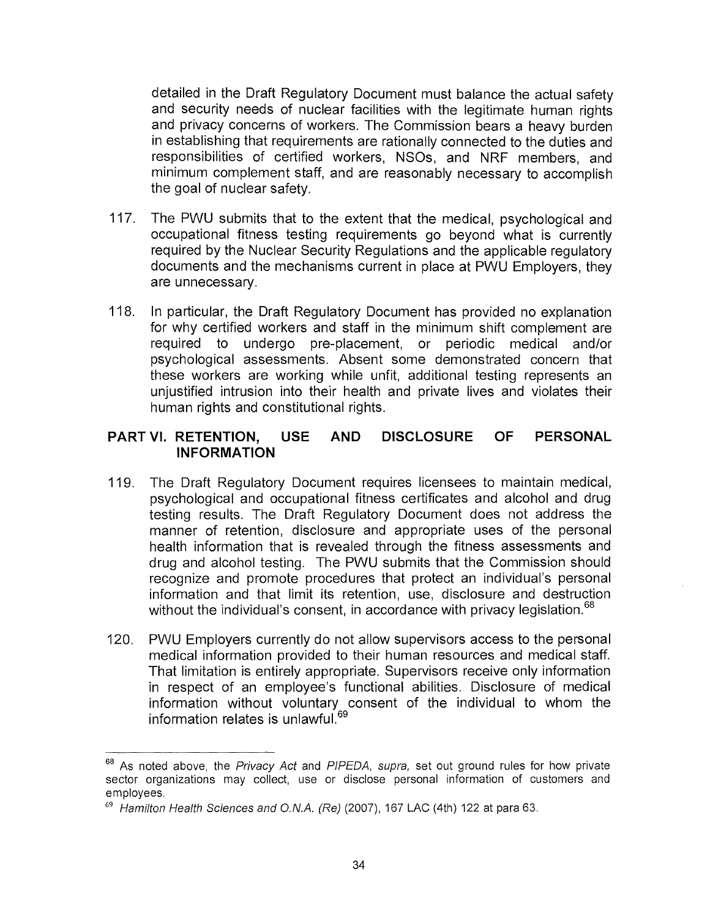detailed in the Draft Regulatory Document must balance the actual safety and security needs of nuclear facilities with the legitimate human rights and privacy concerns of workers. The Commission bears a heavy burden in establishing that requirements are rationally connected to the duties and responsibilities of certified workers, NSOs, and NRF members, and minimum complement staff, and are reasonably necessary to accomplish the goal of nuclear safety.

117. The PWU submits that to the extent that the medical, psychological and occupational fitness testing requirements go beyond what is currently required by the Nuclear Security Regulations and the applicable regulatory documents and the mechanisms current in place at PWU Employers, they are unnecessary.

118. In particular, the Draft Regulatory Document has provided no explanation for why certified workers and staff in the minimum shift complement are required to undergo pre-placement, or periodic medical and/or psychological assessments. Absent some demonstrated concern that these workers are working while unfit, additional testing represents an unjustified intrusion into their health and private lives and violates their human rights and constitutional rights.

## PART VI. RETENTION, USE AND DISCLOSURE OF PERSONAL INFORMATION

119. The Draft Regulatory Document requires licensees to maintain medical, psychological and occupational fitness certificates and alcohol and drug testing results. The Draft Regulatory Document does not address the manner of retention, disclosure and appropriate uses of the personal health information that is revealed through the fitness assessments and drug and alcohol testing. The PWU submits that the Commission should recognize and promote procedures that protect an individual's personal information and that limit its retention, use, disclosure and destruction without the individual's consent, in accordance with privacy legislation.[68]

120. PWU Employers currently do not allow supervisors access to the personal medical information provided to their human resources and medical staff. That limitation is entirely appropriate. Supervisors receive only information in respect of an employee's functional abilities. Disclosure of medical information without voluntary consent of the individual to whom the information relates is unlawful.[69]

---

[68] As noted above, the *Privacy Act* and *PIPEDA*, *supra*, set out ground rules for how private sector organizations may collect, use or disclose personal information of customers and employees.

[69] *Hamilton Health Sciences and O.N.A. (Re)* (2007), 167 LAC (4th) 122 at para 63.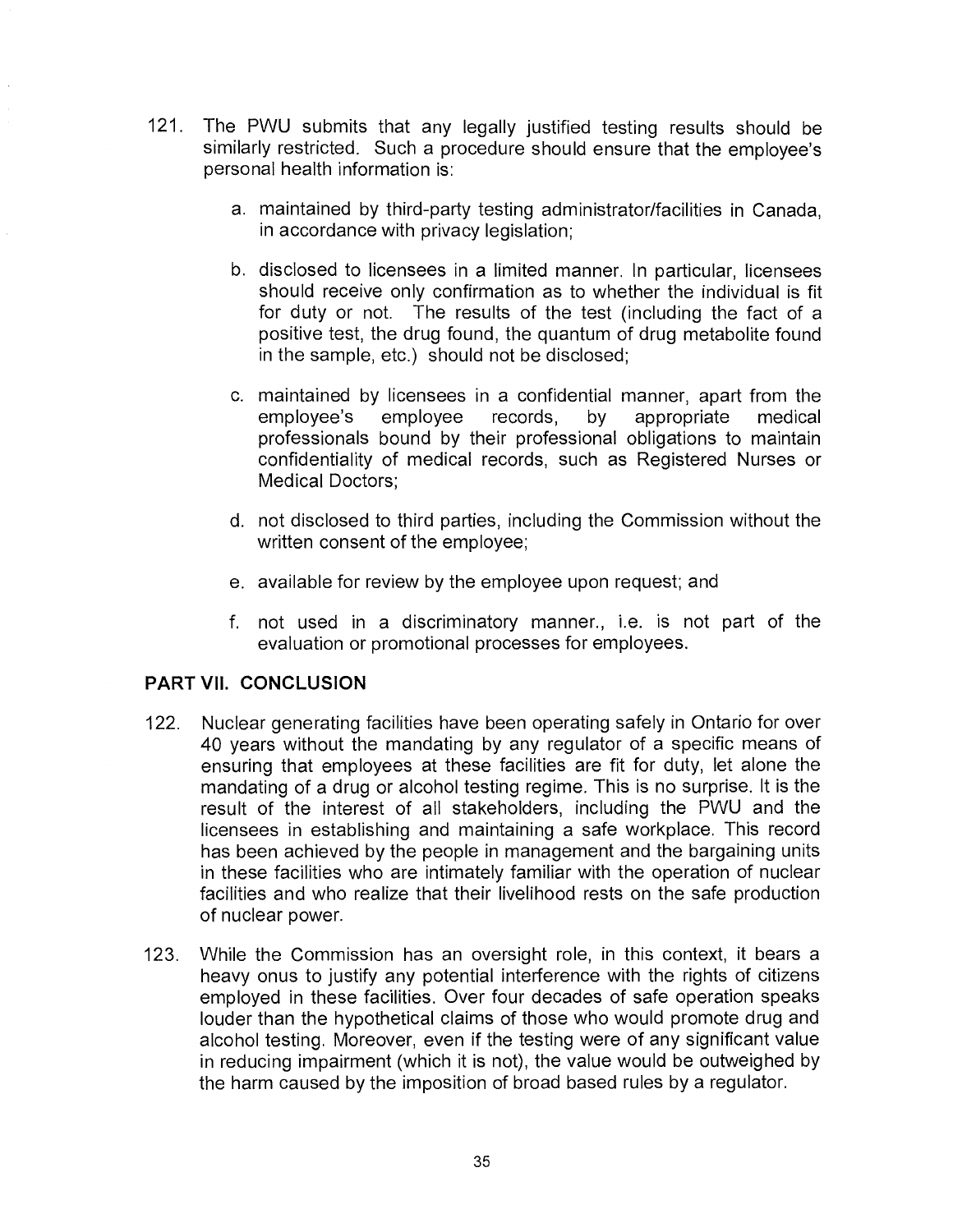121. The PWU submits that any legally justified testing results should be similarly restricted. Such a procedure should ensure that the employee's personal health information is:

    a. maintained by third-party testing administrator/facilities in Canada, in accordance with privacy legislation;

    b. disclosed to licensees in a limited manner. In particular, licensees should receive only confirmation as to whether the individual is fit for duty or not. The results of the test (including the fact of a positive test, the drug found, the quantum of drug metabolite found in the sample, etc.) should not be disclosed;

    c. maintained by licensees in a confidential manner, apart from the employee's employee records, by appropriate medical professionals bound by their professional obligations to maintain confidentiality of medical records, such as Registered Nurses or Medical Doctors;

    d. not disclosed to third parties, including the Commission without the written consent of the employee;

    e. available for review by the employee upon request; and

    f. not used in a discriminatory manner., i.e. is not part of the evaluation or promotional processes for employees.

## PART VII. CONCLUSION

122. Nuclear generating facilities have been operating safely in Ontario for over 40 years without the mandating by any regulator of a specific means of ensuring that employees at these facilities are fit for duty, let alone the mandating of a drug or alcohol testing regime. This is no surprise. It is the result of the interest of all stakeholders, including the PWU and the licensees in establishing and maintaining a safe workplace. This record has been achieved by the people in management and the bargaining units in these facilities who are intimately familiar with the operation of nuclear facilities and who realize that their livelihood rests on the safe production of nuclear power.

123. While the Commission has an oversight role, in this context, it bears a heavy onus to justify any potential interference with the rights of citizens employed in these facilities. Over four decades of safe operation speaks louder than the hypothetical claims of those who would promote drug and alcohol testing. Moreover, even if the testing were of any significant value in reducing impairment (which it is not), the value would be outweighed by the harm caused by the imposition of broad based rules by a regulator.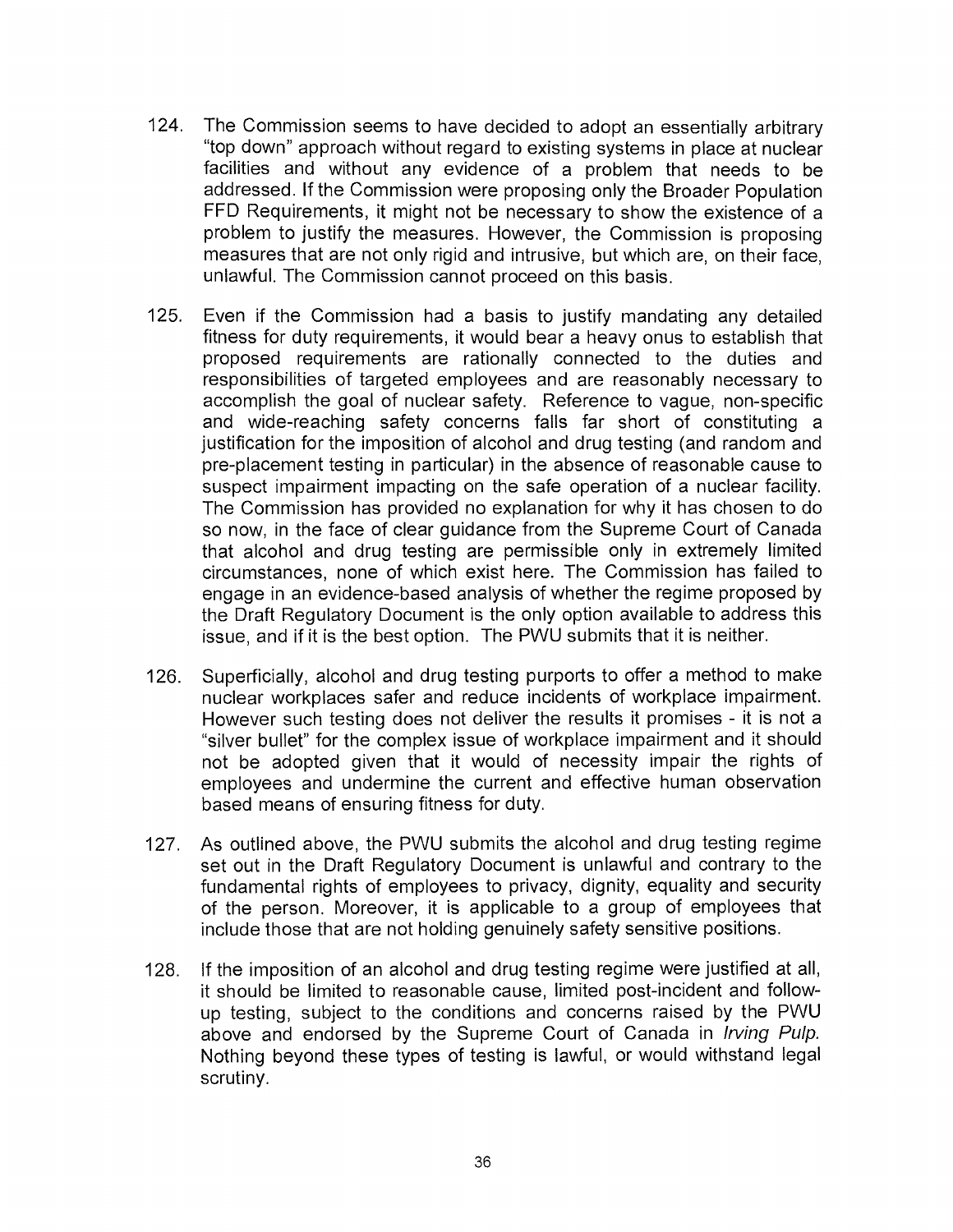124. The Commission seems to have decided to adopt an essentially arbitrary "top down" approach without regard to existing systems in place at nuclear facilities and without any evidence of a problem that needs to be addressed. If the Commission were proposing only the Broader Population FFD Requirements, it might not be necessary to show the existence of a problem to justify the measures. However, the Commission is proposing measures that are not only rigid and intrusive, but which are, on their face, unlawful. The Commission cannot proceed on this basis.

125. Even if the Commission had a basis to justify mandating any detailed fitness for duty requirements, it would bear a heavy onus to establish that proposed requirements are rationally connected to the duties and responsibilities of targeted employees and are reasonably necessary to accomplish the goal of nuclear safety. Reference to vague, non-specific and wide-reaching safety concerns falls far short of constituting a justification for the imposition of alcohol and drug testing (and random and pre-placement testing in particular) in the absence of reasonable cause to suspect impairment impacting on the safe operation of a nuclear facility. The Commission has provided no explanation for why it has chosen to do so now, in the face of clear guidance from the Supreme Court of Canada that alcohol and drug testing are permissible only in extremely limited circumstances, none of which exist here. The Commission has failed to engage in an evidence-based analysis of whether the regime proposed by the Draft Regulatory Document is the only option available to address this issue, and if it is the best option. The PWU submits that it is neither.

126. Superficially, alcohol and drug testing purports to offer a method to make nuclear workplaces safer and reduce incidents of workplace impairment. However such testing does not deliver the results it promises - it is not a "silver bullet" for the complex issue of workplace impairment and it should not be adopted given that it would of necessity impair the rights of employees and undermine the current and effective human observation based means of ensuring fitness for duty.

127. As outlined above, the PWU submits the alcohol and drug testing regime set out in the Draft Regulatory Document is unlawful and contrary to the fundamental rights of employees to privacy, dignity, equality and security of the person. Moreover, it is applicable to a group of employees that include those that are not holding genuinely safety sensitive positions.

128. If the imposition of an alcohol and drug testing regime were justified at all, it should be limited to reasonable cause, limited post-incident and follow-up testing, subject to the conditions and concerns raised by the PWU above and endorsed by the Supreme Court of Canada in *Irving Pulp.* Nothing beyond these types of testing is lawful, or would withstand legal scrutiny.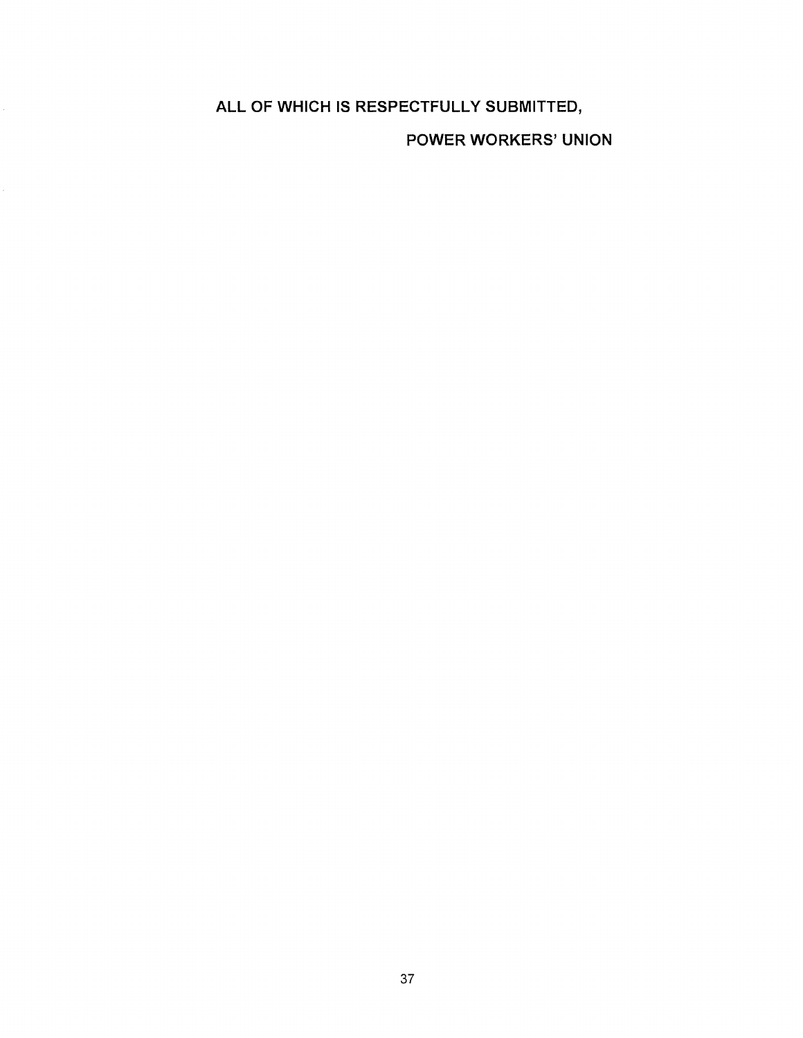ALL OF WHICH IS RESPECTFULLY SUBMITTED,

POWER WORKERS' UNION